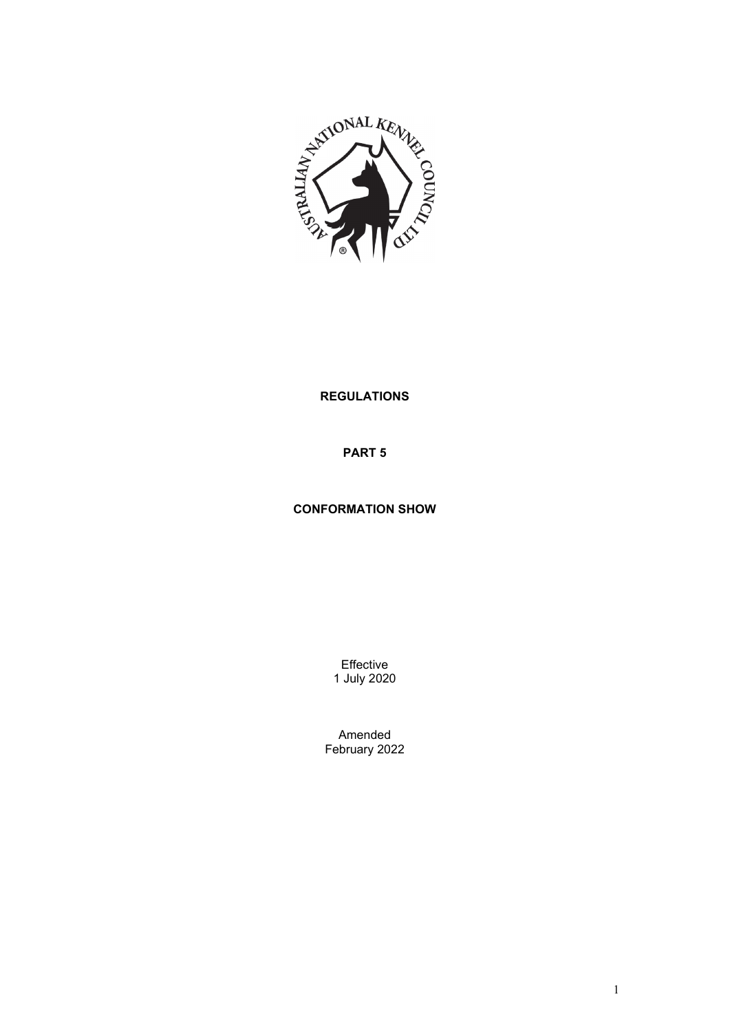**REGULATIONS**

**PART 5**

**CONFORMATION SHOW**

Effective
1 July 2020

Amended
February 2022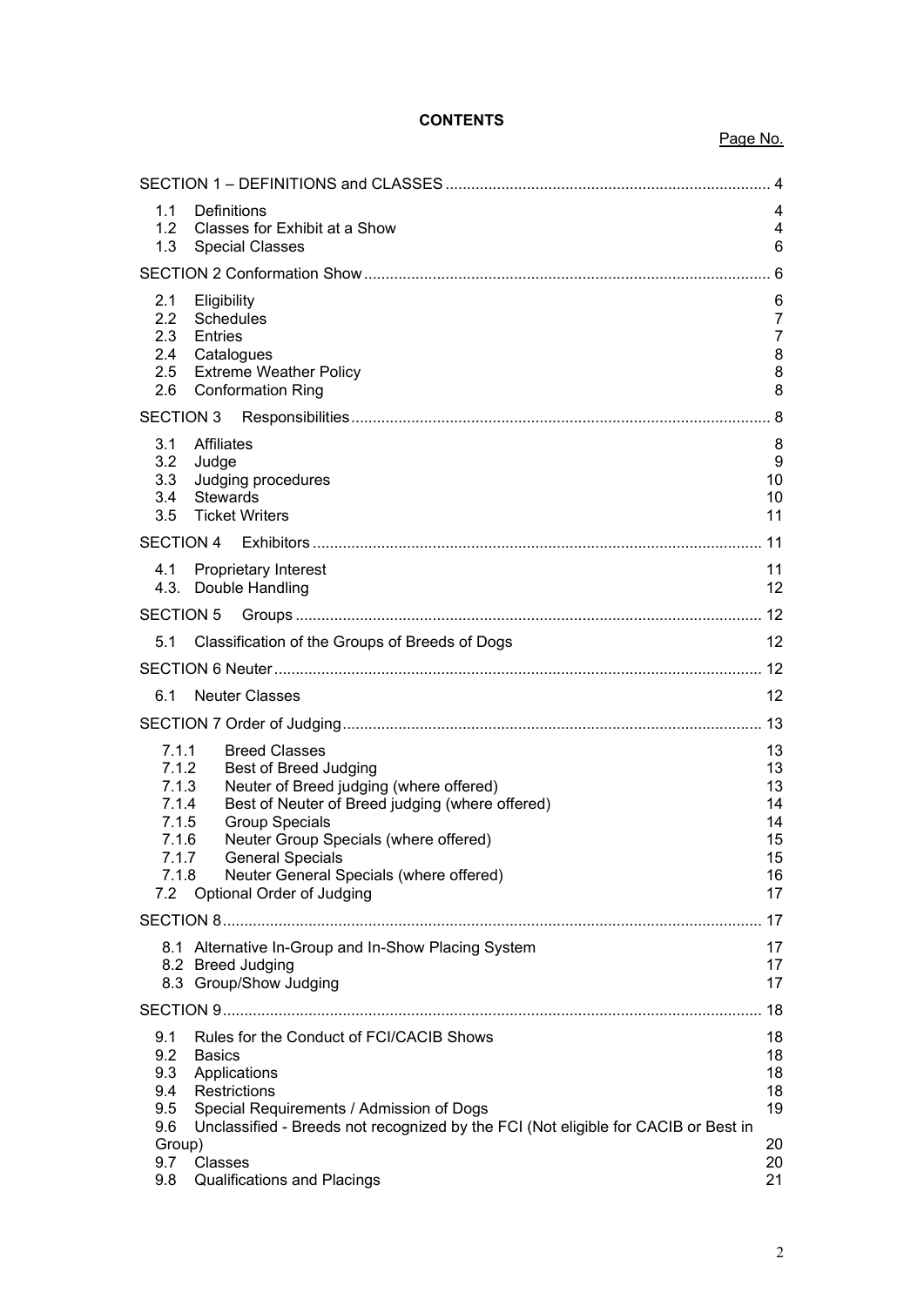**CONTENTS**

Page No.

| | |
|---|---|
| SECTION 1 – DEFINITIONS and CLASSES | 4 |
| 1.1 Definitions | 4 |
| 1.2 Classes for Exhibit at a Show | 4 |
| 1.3 Special Classes | 6 |
| SECTION 2 Conformation Show | 6 |
| 2.1 Eligibility | 6 |
| 2.2 Schedules | 7 |
| 2.3 Entries | 7 |
| 2.4 Catalogues | 8 |
| 2.5 Extreme Weather Policy | 8 |
| 2.6 Conformation Ring | 8 |
| SECTION 3 Responsibilities | 8 |
| 3.1 Affiliates | 8 |
| 3.2 Judge | 9 |
| 3.3 Judging procedures | 10 |
| 3.4 Stewards | 10 |
| 3.5 Ticket Writers | 11 |
| SECTION 4 Exhibitors | 11 |
| 4.1 Proprietary Interest | 11 |
| 4.3. Double Handling | 12 |
| SECTION 5 Groups | 12 |
| 5.1 Classification of the Groups of Breeds of Dogs | 12 |
| SECTION 6 Neuter | 12 |
| 6.1 Neuter Classes | 12 |
| SECTION 7 Order of Judging | 13 |
| 7.1.1 Breed Classes | 13 |
| 7.1.2 Best of Breed Judging | 13 |
| 7.1.3 Neuter of Breed judging (where offered) | 13 |
| 7.1.4 Best of Neuter of Breed judging (where offered) | 14 |
| 7.1.5 Group Specials | 14 |
| 7.1.6 Neuter Group Specials (where offered) | 15 |
| 7.1.7 General Specials | 15 |
| 7.1.8 Neuter General Specials (where offered) | 16 |
| 7.2 Optional Order of Judging | 17 |
| SECTION 8 | 17 |
| 8.1 Alternative In-Group and In-Show Placing System | 17 |
| 8.2 Breed Judging | 17 |
| 8.3 Group/Show Judging | 17 |
| SECTION 9 | 18 |
| 9.1 Rules for the Conduct of FCI/CACIB Shows | 18 |
| 9.2 Basics | 18 |
| 9.3 Applications | 18 |
| 9.4 Restrictions | 18 |
| 9.5 Special Requirements / Admission of Dogs | 19 |
| 9.6 Unclassified - Breeds not recognized by the FCI (Not eligible for CACIB or Best in Group) | 20 |
| 9.7 Classes | 20 |
| 9.8 Qualifications and Placings | 21 |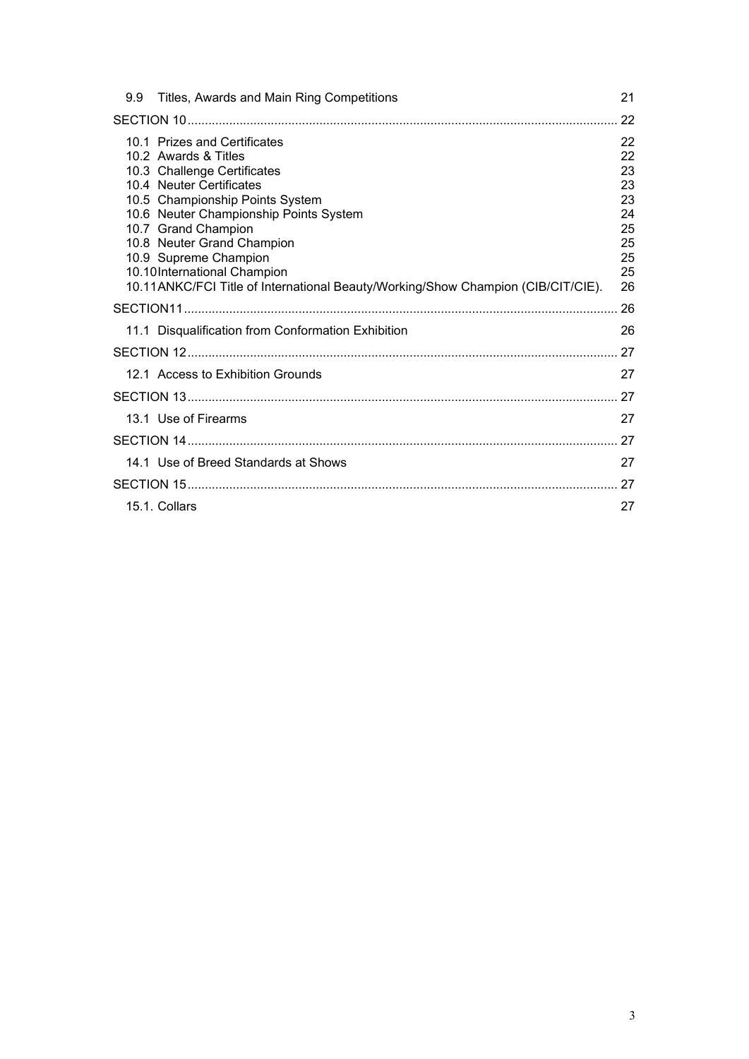9.9 Titles, Awards and Main Ring Competitions 21

SECTION 10 ........................................................................................................................ 22

10.1 Prizes and Certificates 22
10.2 Awards & Titles 22
10.3 Challenge Certificates 23
10.4 Neuter Certificates 23
10.5 Championship Points System 23
10.6 Neuter Championship Points System 24
10.7 Grand Champion 25
10.8 Neuter Grand Champion 25
10.9 Supreme Champion 25
10.10 International Champion 25
10.11 ANKC/FCI Title of International Beauty/Working/Show Champion (CIB/CIT/CIE). 26

SECTION11 ........................................................................................................................ 26

11.1 Disqualification from Conformation Exhibition 26

SECTION 12 ........................................................................................................................ 27

12.1 Access to Exhibition Grounds 27

SECTION 13 ........................................................................................................................ 27

13.1 Use of Firearms 27

SECTION 14 ........................................................................................................................ 27

14.1 Use of Breed Standards at Shows 27

SECTION 15 ........................................................................................................................ 27

15.1. Collars 27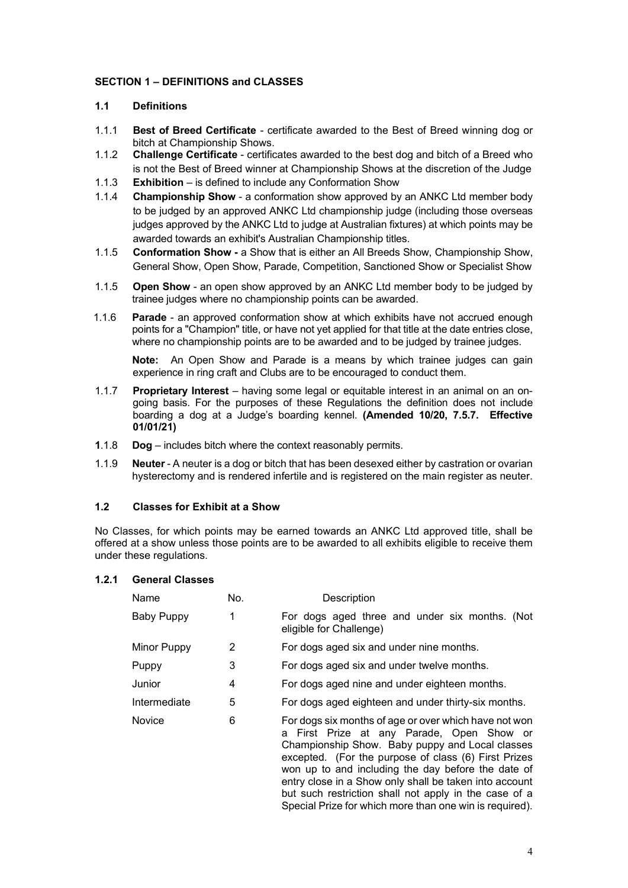## SECTION 1 – DEFINITIONS and CLASSES

### 1.1 Definitions

1.1.1 **Best of Breed Certificate** - certificate awarded to the Best of Breed winning dog or bitch at Championship Shows.

1.1.2 **Challenge Certificate** - certificates awarded to the best dog and bitch of a Breed who is not the Best of Breed winner at Championship Shows at the discretion of the Judge

1.1.3 **Exhibition** – is defined to include any Conformation Show

1.1.4 **Championship Show** - a conformation show approved by an ANKC Ltd member body to be judged by an approved ANKC Ltd championship judge (including those overseas judges approved by the ANKC Ltd to judge at Australian fixtures) at which points may be awarded towards an exhibit's Australian Championship titles.

1.1.5 **Conformation Show -** a Show that is either an All Breeds Show, Championship Show, General Show, Open Show, Parade, Competition, Sanctioned Show or Specialist Show

1.1.5 **Open Show** - an open show approved by an ANKC Ltd member body to be judged by trainee judges where no championship points can be awarded.

1.1.6 **Parade** - an approved conformation show at which exhibits have not accrued enough points for a "Champion" title, or have not yet applied for that title at the date entries close, where no championship points are to be awarded and to be judged by trainee judges.

**Note:** An Open Show and Parade is a means by which trainee judges can gain experience in ring craft and Clubs are to be encouraged to conduct them.

1.1.7 **Proprietary Interest** – having some legal or equitable interest in an animal on an on-going basis. For the purposes of these Regulations the definition does not include boarding a dog at a Judge's boarding kennel. **(Amended 10/20, 7.5.7. Effective 01/01/21)**

**1**.1.8 **Dog** – includes bitch where the context reasonably permits.

1.1.9 **Neuter** - A neuter is a dog or bitch that has been desexed either by castration or ovarian hysterectomy and is rendered infertile and is registered on the main register as neuter.

### 1.2 Classes for Exhibit at a Show

No Classes, for which points may be earned towards an ANKC Ltd approved title, shall be offered at a show unless those points are to be awarded to all exhibits eligible to receive them under these regulations.

#### 1.2.1 General Classes

| Name | No. | Description |
|---|---|---|
| Baby Puppy | 1 | For dogs aged three and under six months. (Not eligible for Challenge) |
| Minor Puppy | 2 | For dogs aged six and under nine months. |
| Puppy | 3 | For dogs aged six and under twelve months. |
| Junior | 4 | For dogs aged nine and under eighteen months. |
| Intermediate | 5 | For dogs aged eighteen and under thirty-six months. |
| Novice | 6 | For dogs six months of age or over which have not won a First Prize at any Parade, Open Show or Championship Show. Baby puppy and Local classes excepted. (For the purpose of class (6) First Prizes won up to and including the day before the date of entry close in a Show only shall be taken into account but such restriction shall not apply in the case of a Special Prize for which more than one win is required). |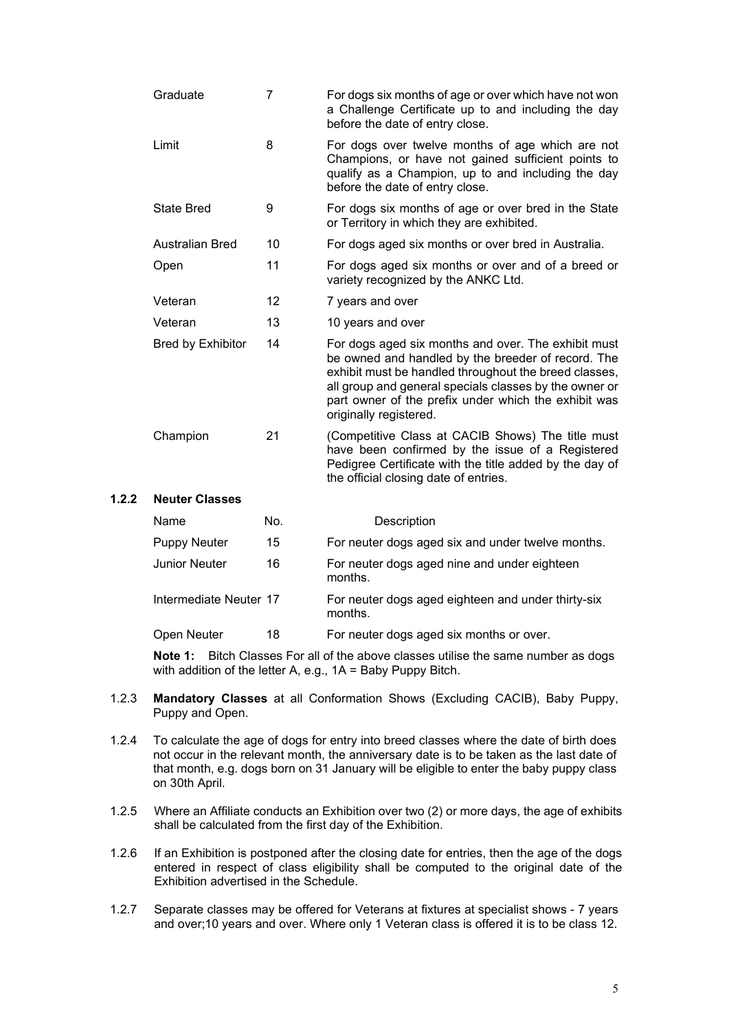| | | |
|---|---|---|
| Graduate | 7 | For dogs six months of age or over which have not won a Challenge Certificate up to and including the day before the date of entry close. |
| Limit | 8 | For dogs over twelve months of age which are not Champions, or have not gained sufficient points to qualify as a Champion, up to and including the day before the date of entry close. |
| State Bred | 9 | For dogs six months of age or over bred in the State or Territory in which they are exhibited. |
| Australian Bred | 10 | For dogs aged six months or over bred in Australia. |
| Open | 11 | For dogs aged six months or over and of a breed or variety recognized by the ANKC Ltd. |
| Veteran | 12 | 7 years and over |
| Veteran | 13 | 10 years and over |
| Bred by Exhibitor | 14 | For dogs aged six months and over. The exhibit must be owned and handled by the breeder of record. The exhibit must be handled throughout the breed classes, all group and general specials classes by the owner or part owner of the prefix under which the exhibit was originally registered. |
| Champion | 21 | (Competitive Class at CACIB Shows) The title must have been confirmed by the issue of a Registered Pedigree Certificate with the title added by the day of the official closing date of entries. |

**1.2.2 Neuter Classes**

| Name | No. | Description |
|---|---|---|
| Puppy Neuter | 15 | For neuter dogs aged six and under twelve months. |
| Junior Neuter | 16 | For neuter dogs aged nine and under eighteen months. |
| Intermediate Neuter | 17 | For neuter dogs aged eighteen and under thirty-six months. |
| Open Neuter | 18 | For neuter dogs aged six months or over. |

**Note 1:** Bitch Classes For all of the above classes utilise the same number as dogs with addition of the letter A, e.g., 1A = Baby Puppy Bitch.

1.2.3 **Mandatory Classes** at all Conformation Shows (Excluding CACIB), Baby Puppy, Puppy and Open.

1.2.4 To calculate the age of dogs for entry into breed classes where the date of birth does not occur in the relevant month, the anniversary date is to be taken as the last date of that month, e.g. dogs born on 31 January will be eligible to enter the baby puppy class on 30th April.

1.2.5 Where an Affiliate conducts an Exhibition over two (2) or more days, the age of exhibits shall be calculated from the first day of the Exhibition.

1.2.6 If an Exhibition is postponed after the closing date for entries, then the age of the dogs entered in respect of class eligibility shall be computed to the original date of the Exhibition advertised in the Schedule.

1.2.7 Separate classes may be offered for Veterans at fixtures at specialist shows - 7 years and over;10 years and over. Where only 1 Veteran class is offered it is to be class 12.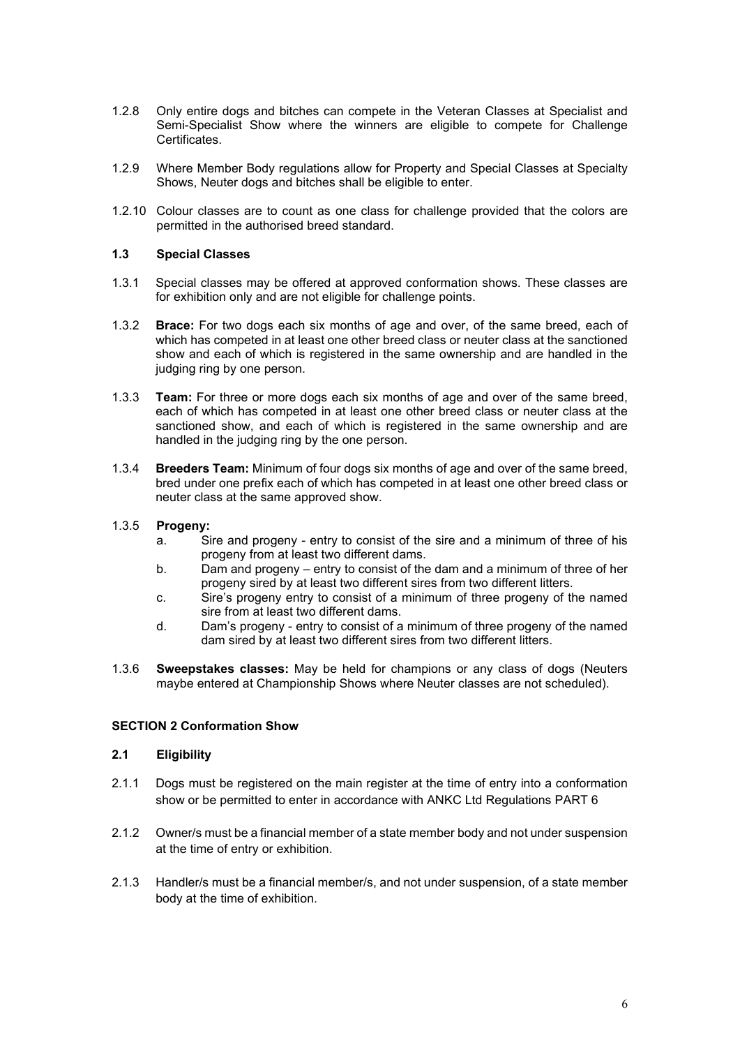1.2.8 Only entire dogs and bitches can compete in the Veteran Classes at Specialist and Semi-Specialist Show where the winners are eligible to compete for Challenge Certificates.

1.2.9 Where Member Body regulations allow for Property and Special Classes at Specialty Shows, Neuter dogs and bitches shall be eligible to enter.

1.2.10 Colour classes are to count as one class for challenge provided that the colors are permitted in the authorised breed standard.

### 1.3 Special Classes

1.3.1 Special classes may be offered at approved conformation shows. These classes are for exhibition only and are not eligible for challenge points.

1.3.2 **Brace:** For two dogs each six months of age and over, of the same breed, each of which has competed in at least one other breed class or neuter class at the sanctioned show and each of which is registered in the same ownership and are handled in the judging ring by one person.

1.3.3 **Team:** For three or more dogs each six months of age and over of the same breed, each of which has competed in at least one other breed class or neuter class at the sanctioned show, and each of which is registered in the same ownership and are handled in the judging ring by the one person.

1.3.4 **Breeders Team:** Minimum of four dogs six months of age and over of the same breed, bred under one prefix each of which has competed in at least one other breed class or neuter class at the same approved show.

1.3.5 **Progeny:**

a. Sire and progeny - entry to consist of the sire and a minimum of three of his progeny from at least two different dams.

b. Dam and progeny – entry to consist of the dam and a minimum of three of her progeny sired by at least two different sires from two different litters.

c. Sire's progeny entry to consist of a minimum of three progeny of the named sire from at least two different dams.

d. Dam's progeny - entry to consist of a minimum of three progeny of the named dam sired by at least two different sires from two different litters.

1.3.6 **Sweepstakes classes:** May be held for champions or any class of dogs (Neuters maybe entered at Championship Shows where Neuter classes are not scheduled).

## SECTION 2 Conformation Show

### 2.1 Eligibility

2.1.1 Dogs must be registered on the main register at the time of entry into a conformation show or be permitted to enter in accordance with ANKC Ltd Regulations PART 6

2.1.2 Owner/s must be a financial member of a state member body and not under suspension at the time of entry or exhibition.

2.1.3 Handler/s must be a financial member/s, and not under suspension, of a state member body at the time of exhibition.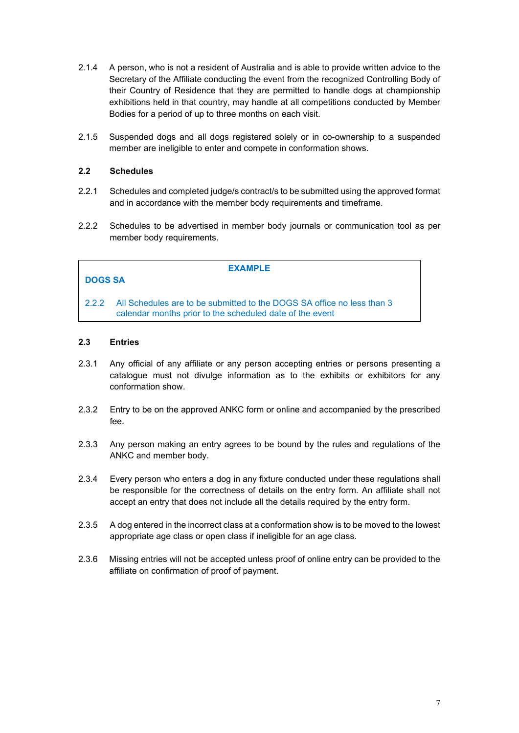2.1.4 A person, who is not a resident of Australia and is able to provide written advice to the Secretary of the Affiliate conducting the event from the recognized Controlling Body of their Country of Residence that they are permitted to handle dogs at championship exhibitions held in that country, may handle at all competitions conducted by Member Bodies for a period of up to three months on each visit.

2.1.5 Suspended dogs and all dogs registered solely or in co-ownership to a suspended member are ineligible to enter and compete in conformation shows.

### 2.2 Schedules

2.2.1 Schedules and completed judge/s contract/s to be submitted using the approved format and in accordance with the member body requirements and timeframe.

2.2.2 Schedules to be advertised in member body journals or communication tool as per member body requirements.

> **EXAMPLE**
>
> **DOGS SA**
>
> 2.2.2 All Schedules are to be submitted to the DOGS SA office no less than 3 calendar months prior to the scheduled date of the event

### 2.3 Entries

2.3.1 Any official of any affiliate or any person accepting entries or persons presenting a catalogue must not divulge information as to the exhibits or exhibitors for any conformation show.

2.3.2 Entry to be on the approved ANKC form or online and accompanied by the prescribed fee.

2.3.3 Any person making an entry agrees to be bound by the rules and regulations of the ANKC and member body.

2.3.4 Every person who enters a dog in any fixture conducted under these regulations shall be responsible for the correctness of details on the entry form. An affiliate shall not accept an entry that does not include all the details required by the entry form.

2.3.5 A dog entered in the incorrect class at a conformation show is to be moved to the lowest appropriate age class or open class if ineligible for an age class.

2.3.6 Missing entries will not be accepted unless proof of online entry can be provided to the affiliate on confirmation of proof of payment.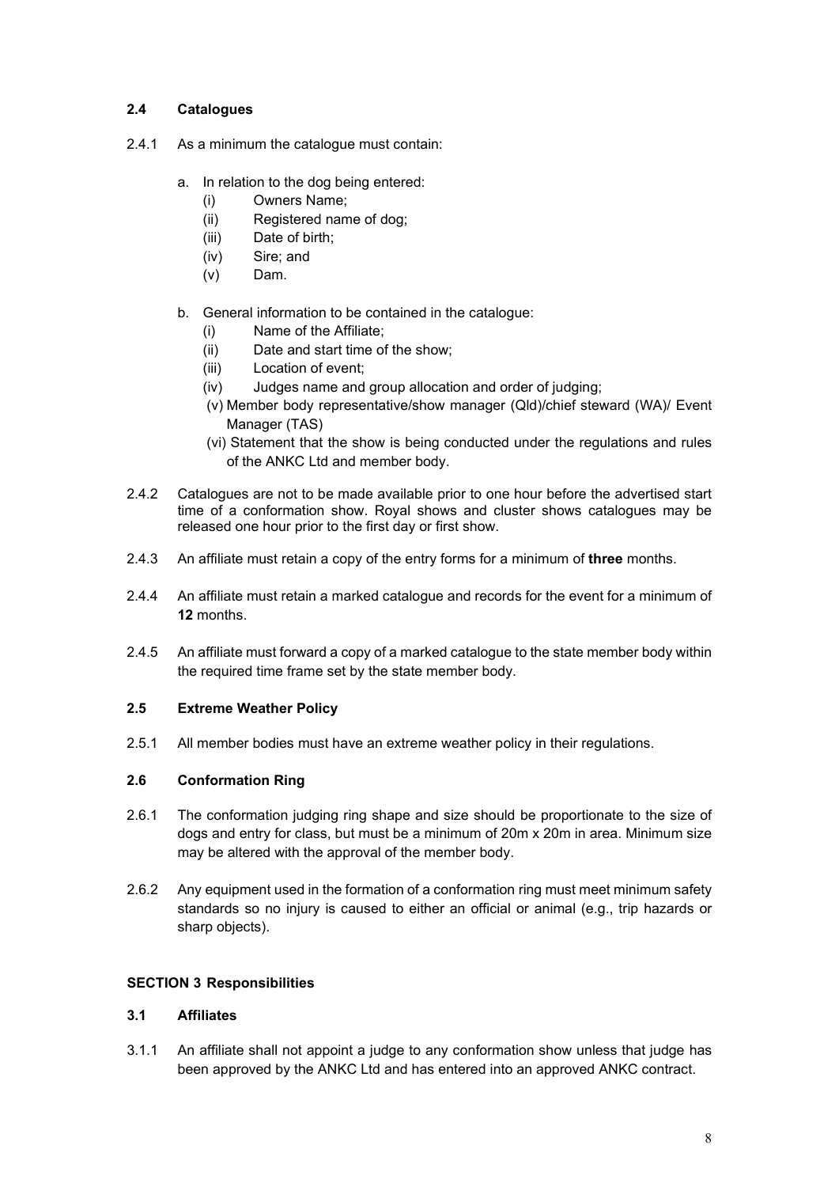### 2.4 Catalogues

2.4.1 As a minimum the catalogue must contain:

a. In relation to the dog being entered:
   (i) Owners Name;
   (ii) Registered name of dog;
   (iii) Date of birth;
   (iv) Sire; and
   (v) Dam.

b. General information to be contained in the catalogue:
   (i) Name of the Affiliate;
   (ii) Date and start time of the show;
   (iii) Location of event;
   (iv) Judges name and group allocation and order of judging;
   (v) Member body representative/show manager (Qld)/chief steward (WA)/ Event Manager (TAS)
   (vi) Statement that the show is being conducted under the regulations and rules of the ANKC Ltd and member body.

2.4.2 Catalogues are not to be made available prior to one hour before the advertised start time of a conformation show. Royal shows and cluster shows catalogues may be released one hour prior to the first day or first show.

2.4.3 An affiliate must retain a copy of the entry forms for a minimum of **three** months.

2.4.4 An affiliate must retain a marked catalogue and records for the event for a minimum of **12** months.

2.4.5 An affiliate must forward a copy of a marked catalogue to the state member body within the required time frame set by the state member body.

### 2.5 Extreme Weather Policy

2.5.1 All member bodies must have an extreme weather policy in their regulations.

### 2.6 Conformation Ring

2.6.1 The conformation judging ring shape and size should be proportionate to the size of dogs and entry for class, but must be a minimum of 20m x 20m in area. Minimum size may be altered with the approval of the member body.

2.6.2 Any equipment used in the formation of a conformation ring must meet minimum safety standards so no injury is caused to either an official or animal (e.g., trip hazards or sharp objects).

## SECTION 3 Responsibilities

### 3.1 Affiliates

3.1.1 An affiliate shall not appoint a judge to any conformation show unless that judge has been approved by the ANKC Ltd and has entered into an approved ANKC contract.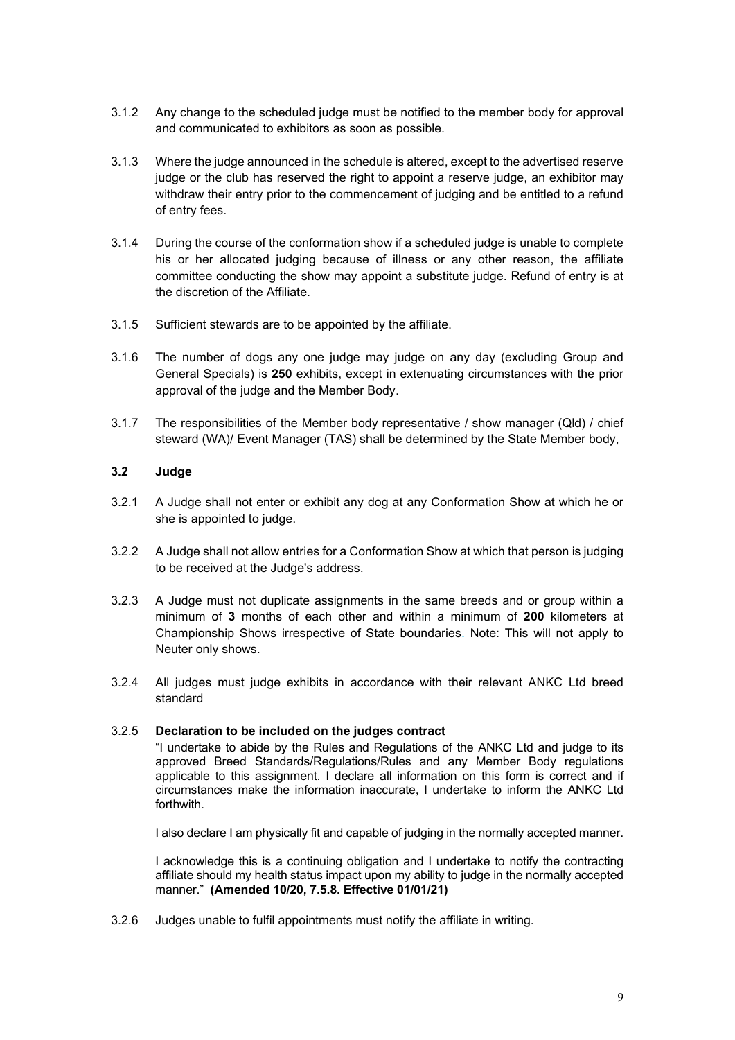3.1.2 Any change to the scheduled judge must be notified to the member body for approval and communicated to exhibitors as soon as possible.

3.1.3 Where the judge announced in the schedule is altered, except to the advertised reserve judge or the club has reserved the right to appoint a reserve judge, an exhibitor may withdraw their entry prior to the commencement of judging and be entitled to a refund of entry fees.

3.1.4 During the course of the conformation show if a scheduled judge is unable to complete his or her allocated judging because of illness or any other reason, the affiliate committee conducting the show may appoint a substitute judge. Refund of entry is at the discretion of the Affiliate.

3.1.5 Sufficient stewards are to be appointed by the affiliate.

3.1.6 The number of dogs any one judge may judge on any day (excluding Group and General Specials) is **250** exhibits, except in extenuating circumstances with the prior approval of the judge and the Member Body.

3.1.7 The responsibilities of the Member body representative / show manager (Qld) / chief steward (WA)/ Event Manager (TAS) shall be determined by the State Member body,

### 3.2 Judge

3.2.1 A Judge shall not enter or exhibit any dog at any Conformation Show at which he or she is appointed to judge.

3.2.2 A Judge shall not allow entries for a Conformation Show at which that person is judging to be received at the Judge's address.

3.2.3 A Judge must not duplicate assignments in the same breeds and or group within a minimum of **3** months of each other and within a minimum of **200** kilometers at Championship Shows irrespective of State boundaries. Note: This will not apply to Neuter only shows.

3.2.4 All judges must judge exhibits in accordance with their relevant ANKC Ltd breed standard

3.2.5 **Declaration to be included on the judges contract**

"I undertake to abide by the Rules and Regulations of the ANKC Ltd and judge to its approved Breed Standards/Regulations/Rules and any Member Body regulations applicable to this assignment. I declare all information on this form is correct and if circumstances make the information inaccurate, I undertake to inform the ANKC Ltd forthwith.

I also declare I am physically fit and capable of judging in the normally accepted manner.

I acknowledge this is a continuing obligation and I undertake to notify the contracting affiliate should my health status impact upon my ability to judge in the normally accepted manner." **(Amended 10/20, 7.5.8. Effective 01/01/21)**

3.2.6 Judges unable to fulfil appointments must notify the affiliate in writing.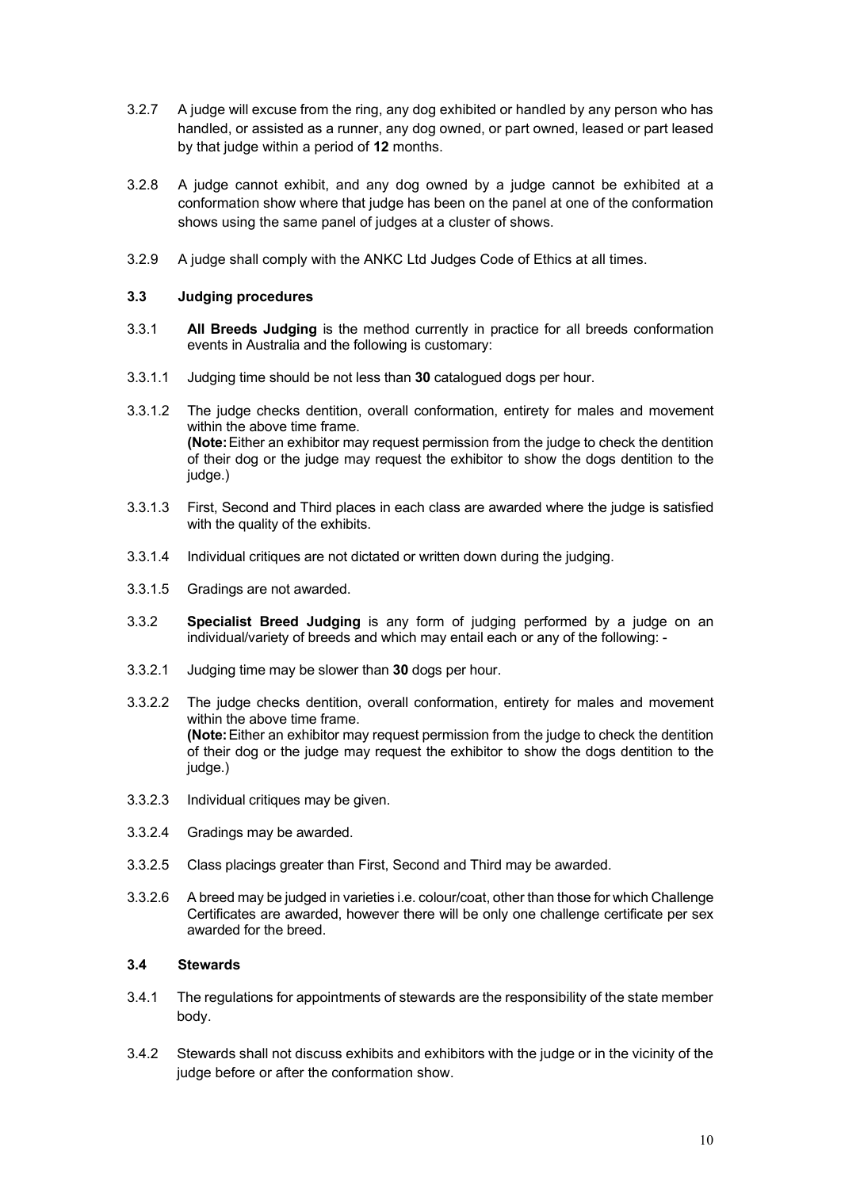3.2.7 A judge will excuse from the ring, any dog exhibited or handled by any person who has handled, or assisted as a runner, any dog owned, or part owned, leased or part leased by that judge within a period of **12** months.

3.2.8 A judge cannot exhibit, and any dog owned by a judge cannot be exhibited at a conformation show where that judge has been on the panel at one of the conformation shows using the same panel of judges at a cluster of shows.

3.2.9 A judge shall comply with the ANKC Ltd Judges Code of Ethics at all times.

### 3.3 Judging procedures

3.3.1 **All Breeds Judging** is the method currently in practice for all breeds conformation events in Australia and the following is customary:

3.3.1.1 Judging time should be not less than **30** catalogued dogs per hour.

3.3.1.2 The judge checks dentition, overall conformation, entirety for males and movement within the above time frame.
**(Note:** Either an exhibitor may request permission from the judge to check the dentition of their dog or the judge may request the exhibitor to show the dogs dentition to the judge.)

3.3.1.3 First, Second and Third places in each class are awarded where the judge is satisfied with the quality of the exhibits.

3.3.1.4 Individual critiques are not dictated or written down during the judging.

3.3.1.5 Gradings are not awarded.

3.3.2 **Specialist Breed Judging** is any form of judging performed by a judge on an individual/variety of breeds and which may entail each or any of the following: -

3.3.2.1 Judging time may be slower than **30** dogs per hour.

3.3.2.2 The judge checks dentition, overall conformation, entirety for males and movement within the above time frame.
**(Note:** Either an exhibitor may request permission from the judge to check the dentition of their dog or the judge may request the exhibitor to show the dogs dentition to the judge.)

3.3.2.3 Individual critiques may be given.

3.3.2.4 Gradings may be awarded.

3.3.2.5 Class placings greater than First, Second and Third may be awarded.

3.3.2.6 A breed may be judged in varieties i.e. colour/coat, other than those for which Challenge Certificates are awarded, however there will be only one challenge certificate per sex awarded for the breed.

### 3.4 Stewards

3.4.1 The regulations for appointments of stewards are the responsibility of the state member body.

3.4.2 Stewards shall not discuss exhibits and exhibitors with the judge or in the vicinity of the judge before or after the conformation show.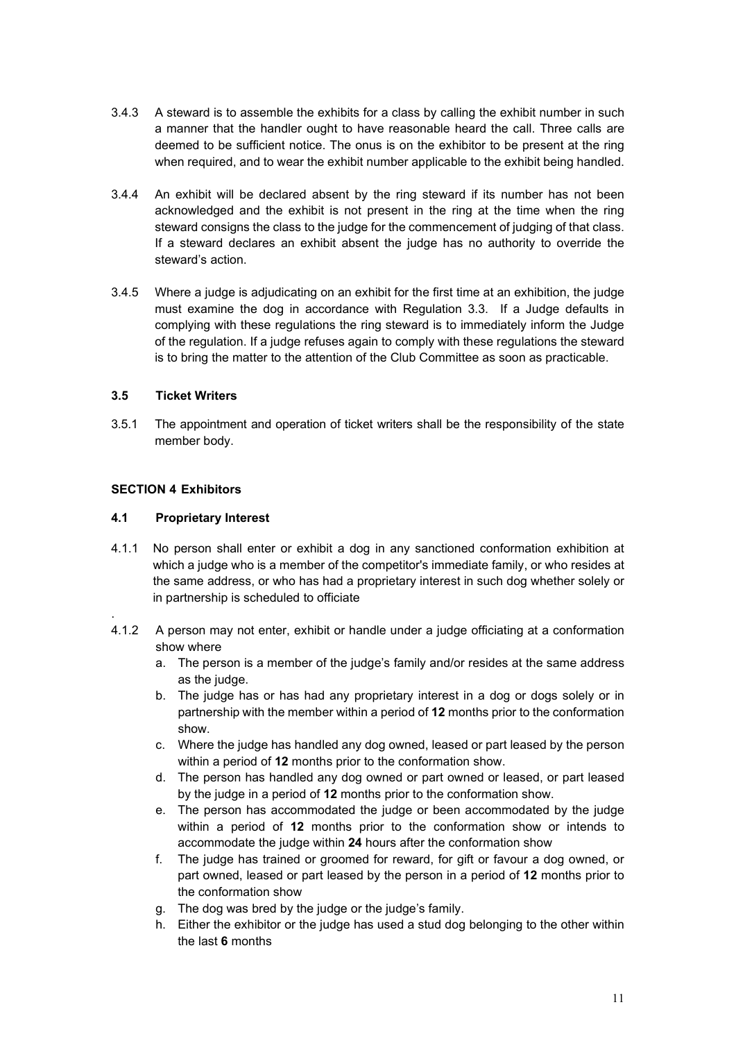3.4.3 A steward is to assemble the exhibits for a class by calling the exhibit number in such a manner that the handler ought to have reasonable heard the call. Three calls are deemed to be sufficient notice. The onus is on the exhibitor to be present at the ring when required, and to wear the exhibit number applicable to the exhibit being handled.

3.4.4 An exhibit will be declared absent by the ring steward if its number has not been acknowledged and the exhibit is not present in the ring at the time when the ring steward consigns the class to the judge for the commencement of judging of that class. If a steward declares an exhibit absent the judge has no authority to override the steward's action.

3.4.5 Where a judge is adjudicating on an exhibit for the first time at an exhibition, the judge must examine the dog in accordance with Regulation 3.3. If a Judge defaults in complying with these regulations the ring steward is to immediately inform the Judge of the regulation. If a judge refuses again to comply with these regulations the steward is to bring the matter to the attention of the Club Committee as soon as practicable.

### 3.5 Ticket Writers

3.5.1 The appointment and operation of ticket writers shall be the responsibility of the state member body.

## SECTION 4 Exhibitors

### 4.1 Proprietary Interest

4.1.1 No person shall enter or exhibit a dog in any sanctioned conformation exhibition at which a judge who is a member of the competitor's immediate family, or who resides at the same address, or who has had a proprietary interest in such dog whether solely or in partnership is scheduled to officiate

.

4.1.2 A person may not enter, exhibit or handle under a judge officiating at a conformation show where

a. The person is a member of the judge's family and/or resides at the same address as the judge.
b. The judge has or has had any proprietary interest in a dog or dogs solely or in partnership with the member within a period of **12** months prior to the conformation show.
c. Where the judge has handled any dog owned, leased or part leased by the person within a period of **12** months prior to the conformation show.
d. The person has handled any dog owned or part owned or leased, or part leased by the judge in a period of **12** months prior to the conformation show.
e. The person has accommodated the judge or been accommodated by the judge within a period of **12** months prior to the conformation show or intends to accommodate the judge within **24** hours after the conformation show
f. The judge has trained or groomed for reward, for gift or favour a dog owned, or part owned, leased or part leased by the person in a period of **12** months prior to the conformation show
g. The dog was bred by the judge or the judge's family.
h. Either the exhibitor or the judge has used a stud dog belonging to the other within the last **6** months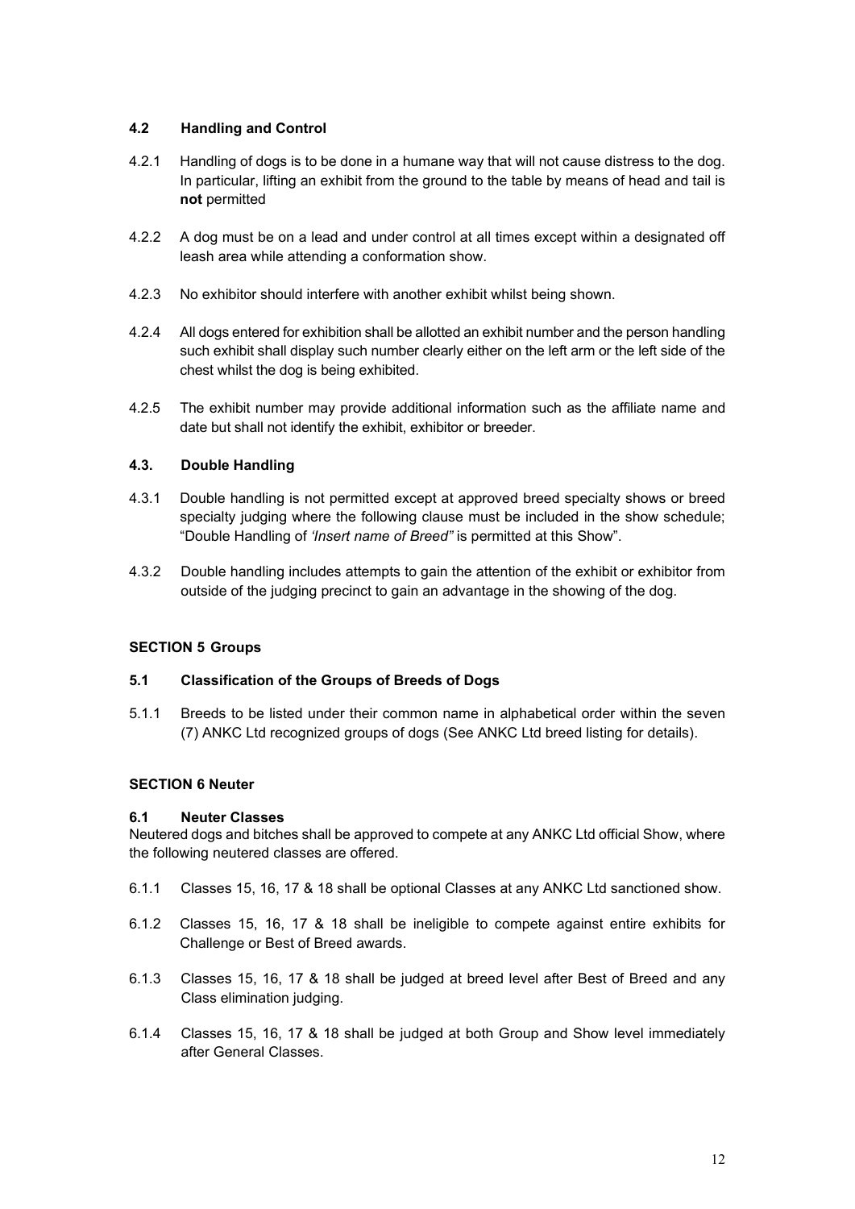### 4.2 Handling and Control

4.2.1 Handling of dogs is to be done in a humane way that will not cause distress to the dog. In particular, lifting an exhibit from the ground to the table by means of head and tail is **not** permitted

4.2.2 A dog must be on a lead and under control at all times except within a designated off leash area while attending a conformation show.

4.2.3 No exhibitor should interfere with another exhibit whilst being shown.

4.2.4 All dogs entered for exhibition shall be allotted an exhibit number and the person handling such exhibit shall display such number clearly either on the left arm or the left side of the chest whilst the dog is being exhibited.

4.2.5 The exhibit number may provide additional information such as the affiliate name and date but shall not identify the exhibit, exhibitor or breeder.

### 4.3. Double Handling

4.3.1 Double handling is not permitted except at approved breed specialty shows or breed specialty judging where the following clause must be included in the show schedule; "Double Handling of *'Insert name of Breed"* is permitted at this Show".

4.3.2 Double handling includes attempts to gain the attention of the exhibit or exhibitor from outside of the judging precinct to gain an advantage in the showing of the dog.

## SECTION 5 Groups

### 5.1 Classification of the Groups of Breeds of Dogs

5.1.1 Breeds to be listed under their common name in alphabetical order within the seven (7) ANKC Ltd recognized groups of dogs (See ANKC Ltd breed listing for details).

## SECTION 6 Neuter

### 6.1 Neuter Classes

Neutered dogs and bitches shall be approved to compete at any ANKC Ltd official Show, where the following neutered classes are offered.

6.1.1 Classes 15, 16, 17 & 18 shall be optional Classes at any ANKC Ltd sanctioned show.

6.1.2 Classes 15, 16, 17 & 18 shall be ineligible to compete against entire exhibits for Challenge or Best of Breed awards.

6.1.3 Classes 15, 16, 17 & 18 shall be judged at breed level after Best of Breed and any Class elimination judging.

6.1.4 Classes 15, 16, 17 & 18 shall be judged at both Group and Show level immediately after General Classes.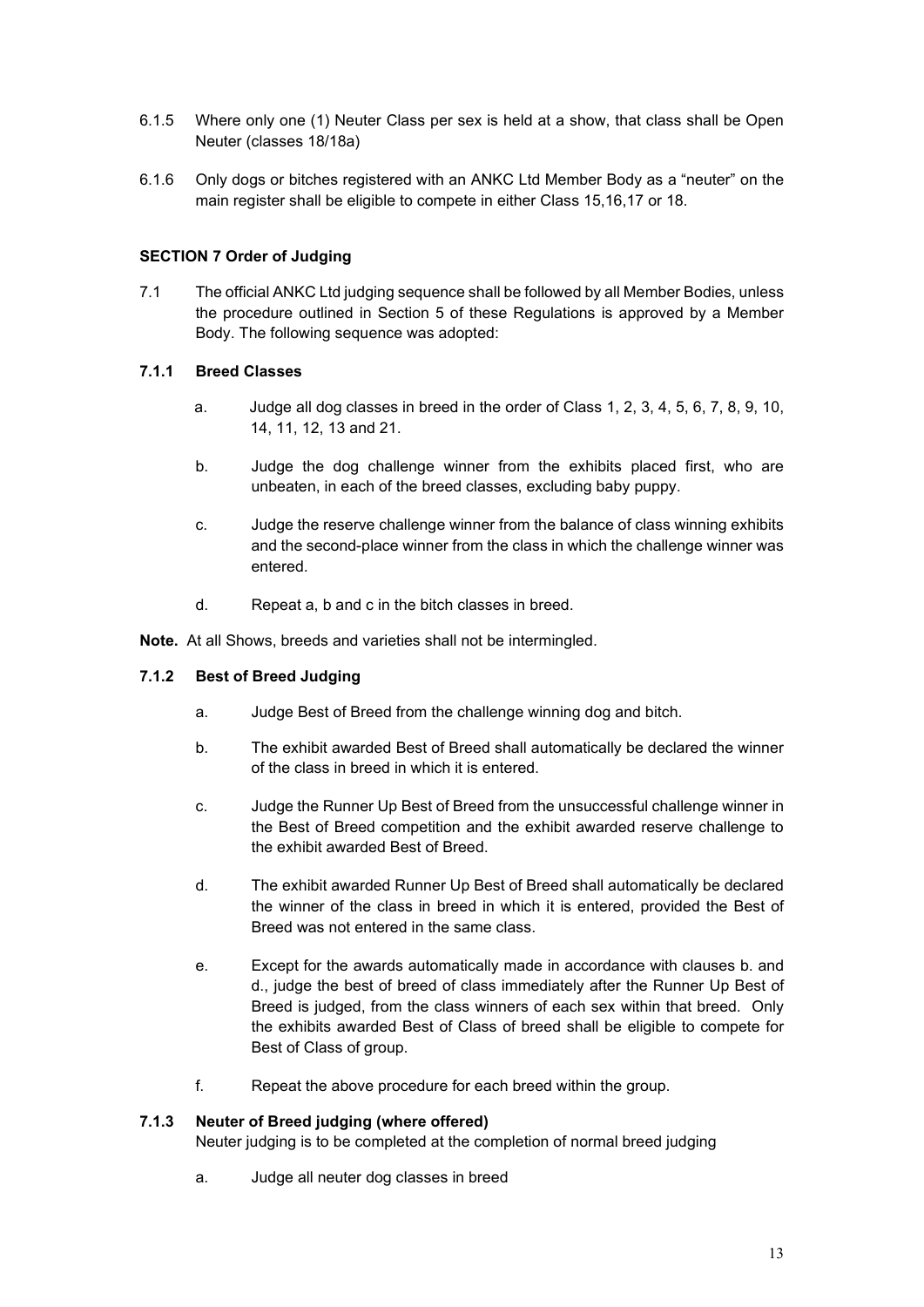6.1.5 Where only one (1) Neuter Class per sex is held at a show, that class shall be Open Neuter (classes 18/18a)

6.1.6 Only dogs or bitches registered with an ANKC Ltd Member Body as a "neuter" on the main register shall be eligible to compete in either Class 15,16,17 or 18.

## SECTION 7 Order of Judging

7.1 The official ANKC Ltd judging sequence shall be followed by all Member Bodies, unless the procedure outlined in Section 5 of these Regulations is approved by a Member Body. The following sequence was adopted:

### 7.1.1 Breed Classes

a. Judge all dog classes in breed in the order of Class 1, 2, 3, 4, 5, 6, 7, 8, 9, 10, 14, 11, 12, 13 and 21.

b. Judge the dog challenge winner from the exhibits placed first, who are unbeaten, in each of the breed classes, excluding baby puppy.

c. Judge the reserve challenge winner from the balance of class winning exhibits and the second-place winner from the class in which the challenge winner was entered.

d. Repeat a, b and c in the bitch classes in breed.

**Note.** At all Shows, breeds and varieties shall not be intermingled.

### 7.1.2 Best of Breed Judging

a. Judge Best of Breed from the challenge winning dog and bitch.

b. The exhibit awarded Best of Breed shall automatically be declared the winner of the class in breed in which it is entered.

c. Judge the Runner Up Best of Breed from the unsuccessful challenge winner in the Best of Breed competition and the exhibit awarded reserve challenge to the exhibit awarded Best of Breed.

d. The exhibit awarded Runner Up Best of Breed shall automatically be declared the winner of the class in breed in which it is entered, provided the Best of Breed was not entered in the same class.

e. Except for the awards automatically made in accordance with clauses b. and d., judge the best of breed of class immediately after the Runner Up Best of Breed is judged, from the class winners of each sex within that breed. Only the exhibits awarded Best of Class of breed shall be eligible to compete for Best of Class of group.

f. Repeat the above procedure for each breed within the group.

### 7.1.3 Neuter of Breed judging (where offered)

Neuter judging is to be completed at the completion of normal breed judging

a. Judge all neuter dog classes in breed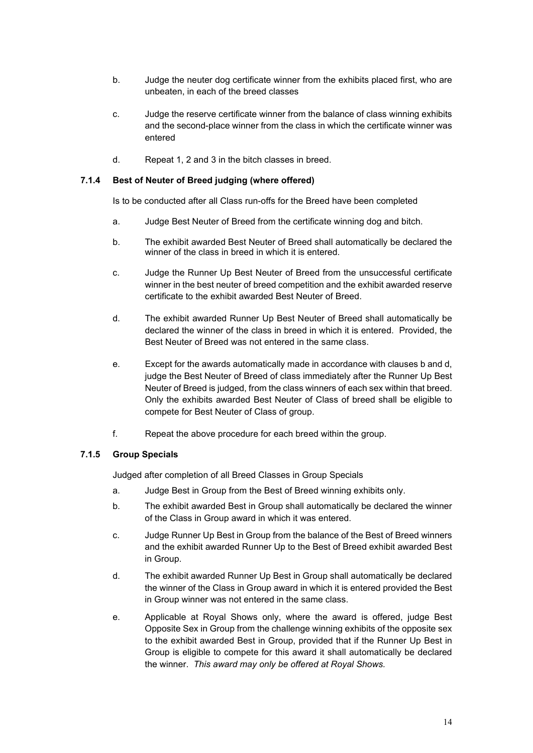b. Judge the neuter dog certificate winner from the exhibits placed first, who are unbeaten, in each of the breed classes

c. Judge the reserve certificate winner from the balance of class winning exhibits and the second-place winner from the class in which the certificate winner was entered

d. Repeat 1, 2 and 3 in the bitch classes in breed.

#### 7.1.4 Best of Neuter of Breed judging (where offered)

Is to be conducted after all Class run-offs for the Breed have been completed

a. Judge Best Neuter of Breed from the certificate winning dog and bitch.

b. The exhibit awarded Best Neuter of Breed shall automatically be declared the winner of the class in breed in which it is entered.

c. Judge the Runner Up Best Neuter of Breed from the unsuccessful certificate winner in the best neuter of breed competition and the exhibit awarded reserve certificate to the exhibit awarded Best Neuter of Breed.

d. The exhibit awarded Runner Up Best Neuter of Breed shall automatically be declared the winner of the class in breed in which it is entered. Provided, the Best Neuter of Breed was not entered in the same class.

e. Except for the awards automatically made in accordance with clauses b and d, judge the Best Neuter of Breed of class immediately after the Runner Up Best Neuter of Breed is judged, from the class winners of each sex within that breed. Only the exhibits awarded Best Neuter of Class of breed shall be eligible to compete for Best Neuter of Class of group.

f. Repeat the above procedure for each breed within the group.

#### 7.1.5 Group Specials

Judged after completion of all Breed Classes in Group Specials

a. Judge Best in Group from the Best of Breed winning exhibits only.

b. The exhibit awarded Best in Group shall automatically be declared the winner of the Class in Group award in which it was entered.

c. Judge Runner Up Best in Group from the balance of the Best of Breed winners and the exhibit awarded Runner Up to the Best of Breed exhibit awarded Best in Group.

d. The exhibit awarded Runner Up Best in Group shall automatically be declared the winner of the Class in Group award in which it is entered provided the Best in Group winner was not entered in the same class.

e. Applicable at Royal Shows only, where the award is offered, judge Best Opposite Sex in Group from the challenge winning exhibits of the opposite sex to the exhibit awarded Best in Group, provided that if the Runner Up Best in Group is eligible to compete for this award it shall automatically be declared the winner. *This award may only be offered at Royal Shows.*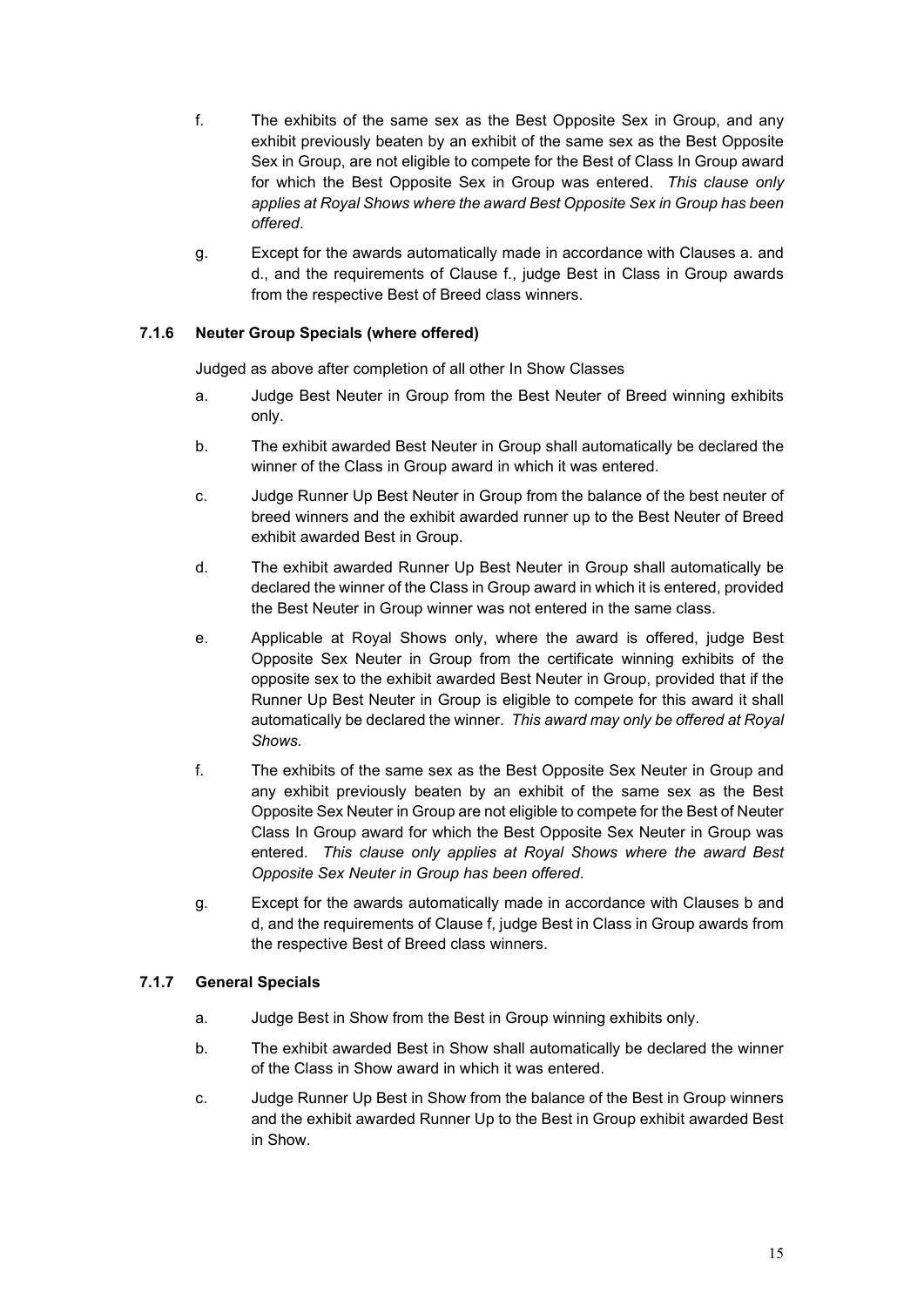f. The exhibits of the same sex as the Best Opposite Sex in Group, and any exhibit previously beaten by an exhibit of the same sex as the Best Opposite Sex in Group, are not eligible to compete for the Best of Class In Group award for which the Best Opposite Sex in Group was entered. *This clause only applies at Royal Shows where the award Best Opposite Sex in Group has been offered*.

g. Except for the awards automatically made in accordance with Clauses a. and d., and the requirements of Clause f., judge Best in Class in Group awards from the respective Best of Breed class winners.

### 7.1.6 Neuter Group Specials (where offered)

Judged as above after completion of all other In Show Classes

a. Judge Best Neuter in Group from the Best Neuter of Breed winning exhibits only.

b. The exhibit awarded Best Neuter in Group shall automatically be declared the winner of the Class in Group award in which it was entered.

c. Judge Runner Up Best Neuter in Group from the balance of the best neuter of breed winners and the exhibit awarded runner up to the Best Neuter of Breed exhibit awarded Best in Group.

d. The exhibit awarded Runner Up Best Neuter in Group shall automatically be declared the winner of the Class in Group award in which it is entered, provided the Best Neuter in Group winner was not entered in the same class.

e. Applicable at Royal Shows only, where the award is offered, judge Best Opposite Sex Neuter in Group from the certificate winning exhibits of the opposite sex to the exhibit awarded Best Neuter in Group, provided that if the Runner Up Best Neuter in Group is eligible to compete for this award it shall automatically be declared the winner. *This award may only be offered at Royal Shows.*

f. The exhibits of the same sex as the Best Opposite Sex Neuter in Group and any exhibit previously beaten by an exhibit of the same sex as the Best Opposite Sex Neuter in Group are not eligible to compete for the Best of Neuter Class In Group award for which the Best Opposite Sex Neuter in Group was entered. *This clause only applies at Royal Shows where the award Best Opposite Sex Neuter in Group has been offered*.

g. Except for the awards automatically made in accordance with Clauses b and d, and the requirements of Clause f, judge Best in Class in Group awards from the respective Best of Breed class winners.

### 7.1.7 General Specials

a. Judge Best in Show from the Best in Group winning exhibits only.

b. The exhibit awarded Best in Show shall automatically be declared the winner of the Class in Show award in which it was entered.

c. Judge Runner Up Best in Show from the balance of the Best in Group winners and the exhibit awarded Runner Up to the Best in Group exhibit awarded Best in Show.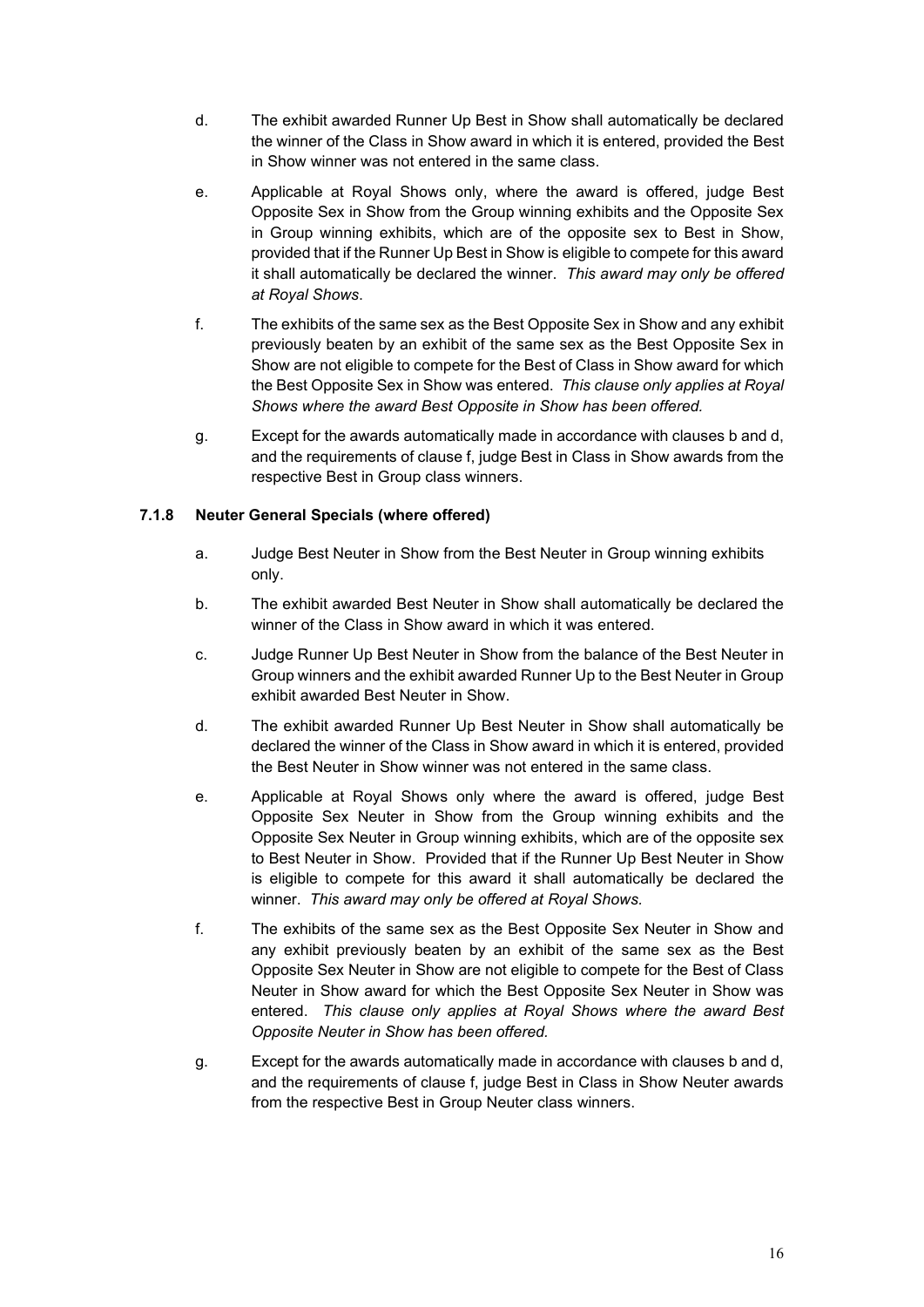d. The exhibit awarded Runner Up Best in Show shall automatically be declared the winner of the Class in Show award in which it is entered, provided the Best in Show winner was not entered in the same class.

e. Applicable at Royal Shows only, where the award is offered, judge Best Opposite Sex in Show from the Group winning exhibits and the Opposite Sex in Group winning exhibits, which are of the opposite sex to Best in Show, provided that if the Runner Up Best in Show is eligible to compete for this award it shall automatically be declared the winner. *This award may only be offered at Royal Shows*.

f. The exhibits of the same sex as the Best Opposite Sex in Show and any exhibit previously beaten by an exhibit of the same sex as the Best Opposite Sex in Show are not eligible to compete for the Best of Class in Show award for which the Best Opposite Sex in Show was entered. *This clause only applies at Royal Shows where the award Best Opposite in Show has been offered.*

g. Except for the awards automatically made in accordance with clauses b and d, and the requirements of clause f, judge Best in Class in Show awards from the respective Best in Group class winners.

### 7.1.8 Neuter General Specials (where offered)

a. Judge Best Neuter in Show from the Best Neuter in Group winning exhibits only.

b. The exhibit awarded Best Neuter in Show shall automatically be declared the winner of the Class in Show award in which it was entered.

c. Judge Runner Up Best Neuter in Show from the balance of the Best Neuter in Group winners and the exhibit awarded Runner Up to the Best Neuter in Group exhibit awarded Best Neuter in Show.

d. The exhibit awarded Runner Up Best Neuter in Show shall automatically be declared the winner of the Class in Show award in which it is entered, provided the Best Neuter in Show winner was not entered in the same class.

e. Applicable at Royal Shows only where the award is offered, judge Best Opposite Sex Neuter in Show from the Group winning exhibits and the Opposite Sex Neuter in Group winning exhibits, which are of the opposite sex to Best Neuter in Show. Provided that if the Runner Up Best Neuter in Show is eligible to compete for this award it shall automatically be declared the winner. *This award may only be offered at Royal Shows*.

f. The exhibits of the same sex as the Best Opposite Sex Neuter in Show and any exhibit previously beaten by an exhibit of the same sex as the Best Opposite Sex Neuter in Show are not eligible to compete for the Best of Class Neuter in Show award for which the Best Opposite Sex Neuter in Show was entered. *This clause only applies at Royal Shows where the award Best Opposite Neuter in Show has been offered.*

g. Except for the awards automatically made in accordance with clauses b and d, and the requirements of clause f, judge Best in Class in Show Neuter awards from the respective Best in Group Neuter class winners.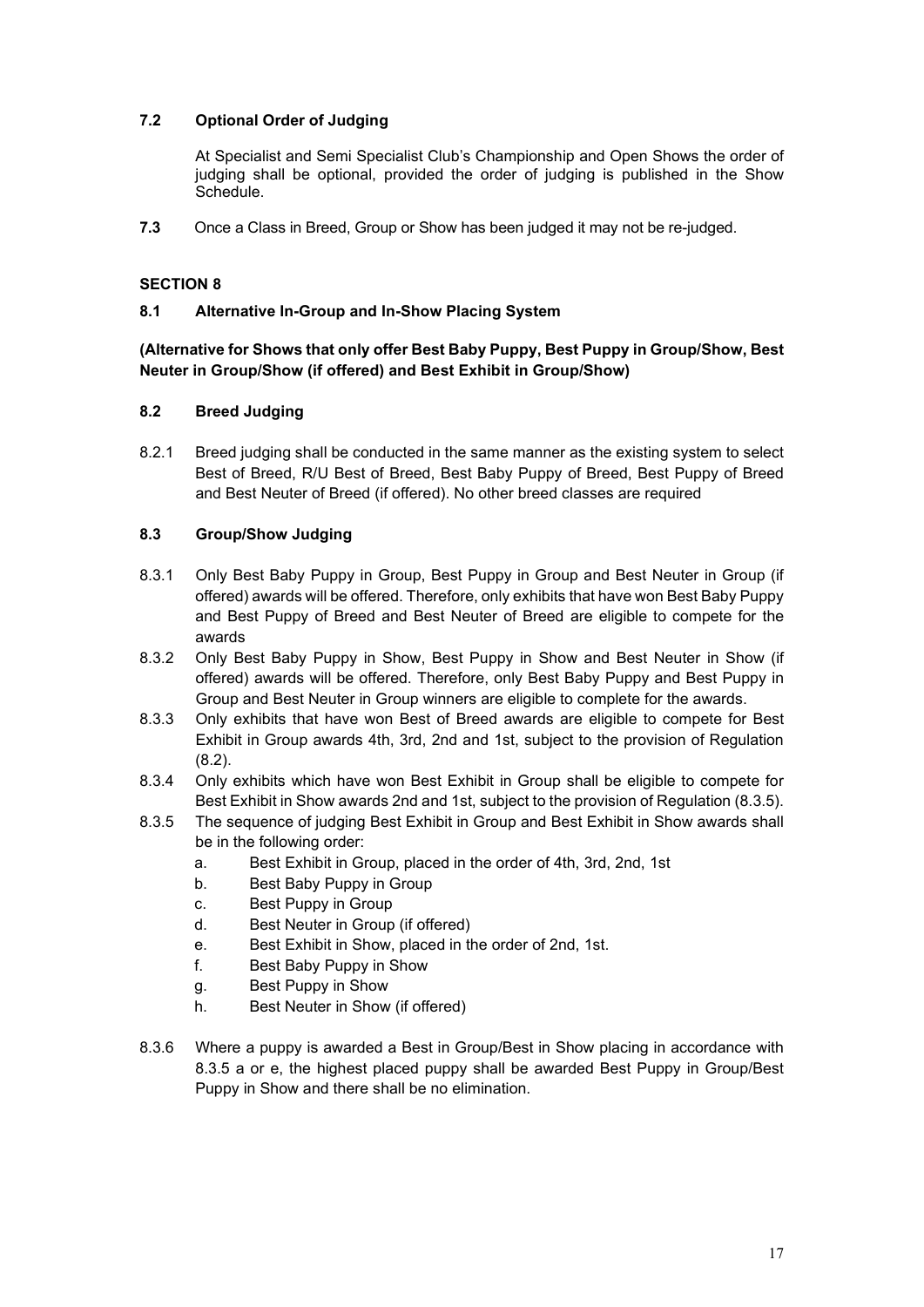### 7.2 Optional Order of Judging

At Specialist and Semi Specialist Club's Championship and Open Shows the order of judging shall be optional, provided the order of judging is published in the Show Schedule.

**7.3** Once a Class in Breed, Group or Show has been judged it may not be re-judged.

## SECTION 8

### 8.1 Alternative In-Group and In-Show Placing System

**(Alternative for Shows that only offer Best Baby Puppy, Best Puppy in Group/Show, Best Neuter in Group/Show (if offered) and Best Exhibit in Group/Show)**

### 8.2 Breed Judging

8.2.1 Breed judging shall be conducted in the same manner as the existing system to select Best of Breed, R/U Best of Breed, Best Baby Puppy of Breed, Best Puppy of Breed and Best Neuter of Breed (if offered). No other breed classes are required

### 8.3 Group/Show Judging

8.3.1 Only Best Baby Puppy in Group, Best Puppy in Group and Best Neuter in Group (if offered) awards will be offered. Therefore, only exhibits that have won Best Baby Puppy and Best Puppy of Breed and Best Neuter of Breed are eligible to compete for the awards

8.3.2 Only Best Baby Puppy in Show, Best Puppy in Show and Best Neuter in Show (if offered) awards will be offered. Therefore, only Best Baby Puppy and Best Puppy in Group and Best Neuter in Group winners are eligible to complete for the awards.

8.3.3 Only exhibits that have won Best of Breed awards are eligible to compete for Best Exhibit in Group awards 4th, 3rd, 2nd and 1st, subject to the provision of Regulation (8.2).

8.3.4 Only exhibits which have won Best Exhibit in Group shall be eligible to compete for Best Exhibit in Show awards 2nd and 1st, subject to the provision of Regulation (8.3.5).

8.3.5 The sequence of judging Best Exhibit in Group and Best Exhibit in Show awards shall be in the following order:

- a. Best Exhibit in Group, placed in the order of 4th, 3rd, 2nd, 1st
- b. Best Baby Puppy in Group
- c. Best Puppy in Group
- d. Best Neuter in Group (if offered)
- e. Best Exhibit in Show, placed in the order of 2nd, 1st.
- f. Best Baby Puppy in Show
- g. Best Puppy in Show
- h. Best Neuter in Show (if offered)

8.3.6 Where a puppy is awarded a Best in Group/Best in Show placing in accordance with 8.3.5 a or e, the highest placed puppy shall be awarded Best Puppy in Group/Best Puppy in Show and there shall be no elimination.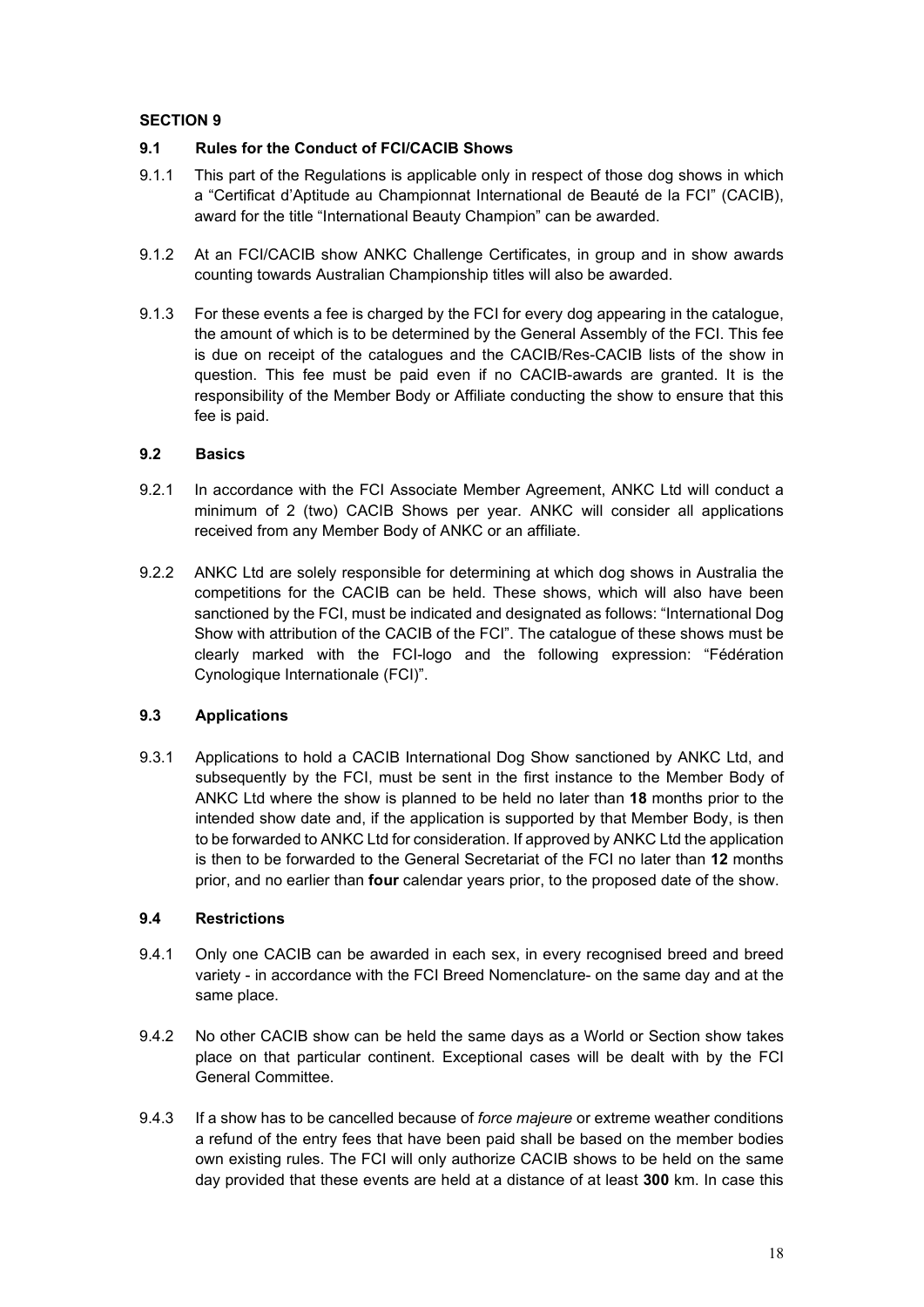## SECTION 9

### 9.1 Rules for the Conduct of FCI/CACIB Shows

9.1.1 This part of the Regulations is applicable only in respect of those dog shows in which a "Certificat d'Aptitude au Championnat International de Beauté de la FCI" (CACIB), award for the title "International Beauty Champion" can be awarded.

9.1.2 At an FCI/CACIB show ANKC Challenge Certificates, in group and in show awards counting towards Australian Championship titles will also be awarded.

9.1.3 For these events a fee is charged by the FCI for every dog appearing in the catalogue, the amount of which is to be determined by the General Assembly of the FCI. This fee is due on receipt of the catalogues and the CACIB/Res-CACIB lists of the show in question. This fee must be paid even if no CACIB-awards are granted. It is the responsibility of the Member Body or Affiliate conducting the show to ensure that this fee is paid.

### 9.2 Basics

9.2.1 In accordance with the FCI Associate Member Agreement, ANKC Ltd will conduct a minimum of 2 (two) CACIB Shows per year. ANKC will consider all applications received from any Member Body of ANKC or an affiliate.

9.2.2 ANKC Ltd are solely responsible for determining at which dog shows in Australia the competitions for the CACIB can be held. These shows, which will also have been sanctioned by the FCI, must be indicated and designated as follows: "International Dog Show with attribution of the CACIB of the FCI". The catalogue of these shows must be clearly marked with the FCI-logo and the following expression: "Fédération Cynologique Internationale (FCI)".

### 9.3 Applications

9.3.1 Applications to hold a CACIB International Dog Show sanctioned by ANKC Ltd, and subsequently by the FCI, must be sent in the first instance to the Member Body of ANKC Ltd where the show is planned to be held no later than **18** months prior to the intended show date and, if the application is supported by that Member Body, is then to be forwarded to ANKC Ltd for consideration. If approved by ANKC Ltd the application is then to be forwarded to the General Secretariat of the FCI no later than **12** months prior, and no earlier than **four** calendar years prior, to the proposed date of the show.

### 9.4 Restrictions

9.4.1 Only one CACIB can be awarded in each sex, in every recognised breed and breed variety - in accordance with the FCI Breed Nomenclature- on the same day and at the same place.

9.4.2 No other CACIB show can be held the same days as a World or Section show takes place on that particular continent. Exceptional cases will be dealt with by the FCI General Committee.

9.4.3 If a show has to be cancelled because of *force majeure* or extreme weather conditions a refund of the entry fees that have been paid shall be based on the member bodies own existing rules. The FCI will only authorize CACIB shows to be held on the same day provided that these events are held at a distance of at least **300** km. In case this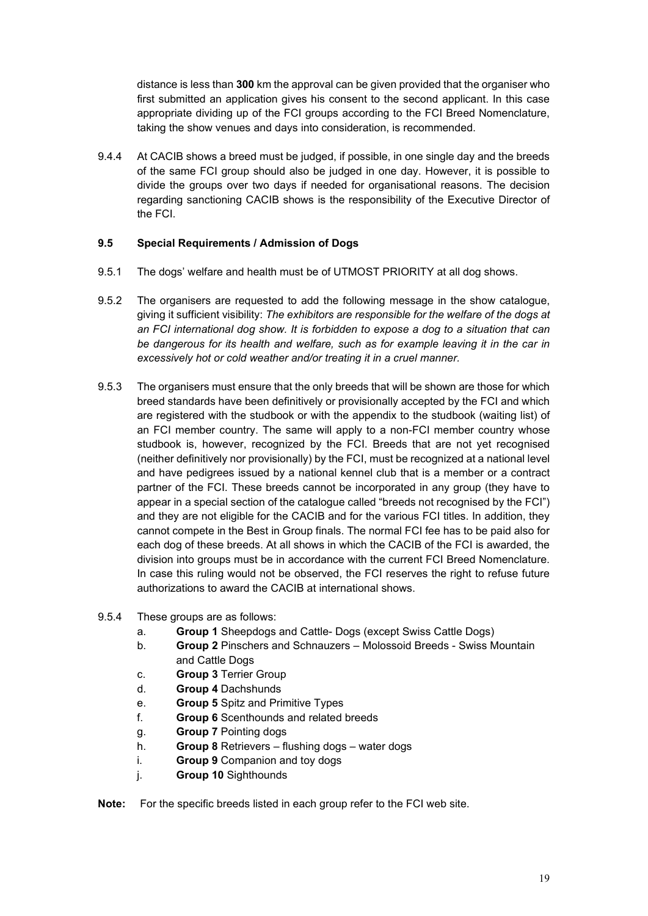distance is less than **300** km the approval can be given provided that the organiser who first submitted an application gives his consent to the second applicant. In this case appropriate dividing up of the FCI groups according to the FCI Breed Nomenclature, taking the show venues and days into consideration, is recommended.

9.4.4 At CACIB shows a breed must be judged, if possible, in one single day and the breeds of the same FCI group should also be judged in one day. However, it is possible to divide the groups over two days if needed for organisational reasons. The decision regarding sanctioning CACIB shows is the responsibility of the Executive Director of the FCI.

### 9.5 Special Requirements / Admission of Dogs

9.5.1 The dogs' welfare and health must be of UTMOST PRIORITY at all dog shows.

9.5.2 The organisers are requested to add the following message in the show catalogue, giving it sufficient visibility: *The exhibitors are responsible for the welfare of the dogs at an FCI international dog show. It is forbidden to expose a dog to a situation that can be dangerous for its health and welfare, such as for example leaving it in the car in excessively hot or cold weather and/or treating it in a cruel manner.*

9.5.3 The organisers must ensure that the only breeds that will be shown are those for which breed standards have been definitively or provisionally accepted by the FCI and which are registered with the studbook or with the appendix to the studbook (waiting list) of an FCI member country. The same will apply to a non-FCI member country whose studbook is, however, recognized by the FCI. Breeds that are not yet recognised (neither definitively nor provisionally) by the FCI, must be recognized at a national level and have pedigrees issued by a national kennel club that is a member or a contract partner of the FCI. These breeds cannot be incorporated in any group (they have to appear in a special section of the catalogue called "breeds not recognised by the FCI") and they are not eligible for the CACIB and for the various FCI titles. In addition, they cannot compete in the Best in Group finals. The normal FCI fee has to be paid also for each dog of these breeds. At all shows in which the CACIB of the FCI is awarded, the division into groups must be in accordance with the current FCI Breed Nomenclature. In case this ruling would not be observed, the FCI reserves the right to refuse future authorizations to award the CACIB at international shows.

9.5.4 These groups are as follows:

a. **Group 1** Sheepdogs and Cattle- Dogs (except Swiss Cattle Dogs)
b. **Group 2** Pinschers and Schnauzers – Molossoid Breeds - Swiss Mountain and Cattle Dogs
c. **Group 3** Terrier Group
d. **Group 4** Dachshunds
e. **Group 5** Spitz and Primitive Types
f. **Group 6** Scenthounds and related breeds
g. **Group 7** Pointing dogs
h. **Group 8** Retrievers – flushing dogs – water dogs
i. **Group 9** Companion and toy dogs
j. **Group 10** Sighthounds

**Note:** For the specific breeds listed in each group refer to the FCI web site.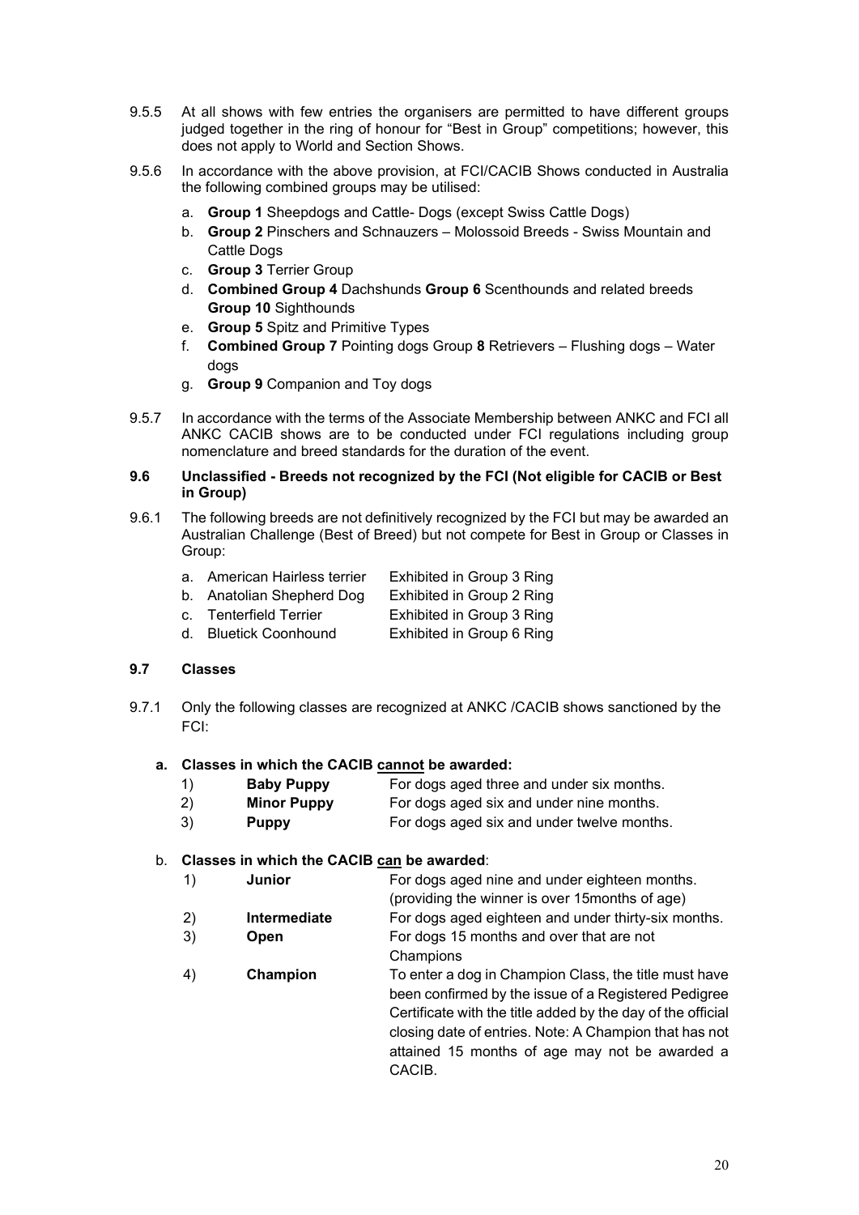9.5.5 At all shows with few entries the organisers are permitted to have different groups judged together in the ring of honour for "Best in Group" competitions; however, this does not apply to World and Section Shows.

9.5.6 In accordance with the above provision, at FCI/CACIB Shows conducted in Australia the following combined groups may be utilised:

a. **Group 1** Sheepdogs and Cattle- Dogs (except Swiss Cattle Dogs)
b. **Group 2** Pinschers and Schnauzers – Molossoid Breeds - Swiss Mountain and Cattle Dogs
c. **Group 3** Terrier Group
d. **Combined Group 4** Dachshunds **Group 6** Scenthounds and related breeds **Group 10** Sighthounds
e. **Group 5** Spitz and Primitive Types
f. **Combined Group 7** Pointing dogs Group **8** Retrievers – Flushing dogs – Water dogs
g. **Group 9** Companion and Toy dogs

9.5.7 In accordance with the terms of the Associate Membership between ANKC and FCI all ANKC CACIB shows are to be conducted under FCI regulations including group nomenclature and breed standards for the duration of the event.

### 9.6 Unclassified - Breeds not recognized by the FCI (Not eligible for CACIB or Best in Group)

9.6.1 The following breeds are not definitively recognized by the FCI but may be awarded an Australian Challenge (Best of Breed) but not compete for Best in Group or Classes in Group:

| | Breed | Ring |
|---|---|---|
| a. | American Hairless terrier | Exhibited in Group 3 Ring |
| b. | Anatolian Shepherd Dog | Exhibited in Group 2 Ring |
| c. | Tenterfield Terrier | Exhibited in Group 3 Ring |
| d. | Bluetick Coonhound | Exhibited in Group 6 Ring |

### 9.7 Classes

9.7.1 Only the following classes are recognized at ANKC /CACIB shows sanctioned by the FCI:

**a. Classes in which the CACIB cannot be awarded:**

| | Class | Description |
|---|---|---|
| 1) | **Baby Puppy** | For dogs aged three and under six months. |
| 2) | **Minor Puppy** | For dogs aged six and under nine months. |
| 3) | **Puppy** | For dogs aged six and under twelve months. |

b. **Classes in which the CACIB can be awarded**:

| | Class | Description |
|---|---|---|
| 1) | **Junior** | For dogs aged nine and under eighteen months. (providing the winner is over 15months of age) |
| 2) | **Intermediate** | For dogs aged eighteen and under thirty-six months. |
| 3) | **Open** | For dogs 15 months and over that are not Champions |
| 4) | **Champion** | To enter a dog in Champion Class, the title must have been confirmed by the issue of a Registered Pedigree Certificate with the title added by the day of the official closing date of entries. Note: A Champion that has not attained 15 months of age may not be awarded a CACIB. |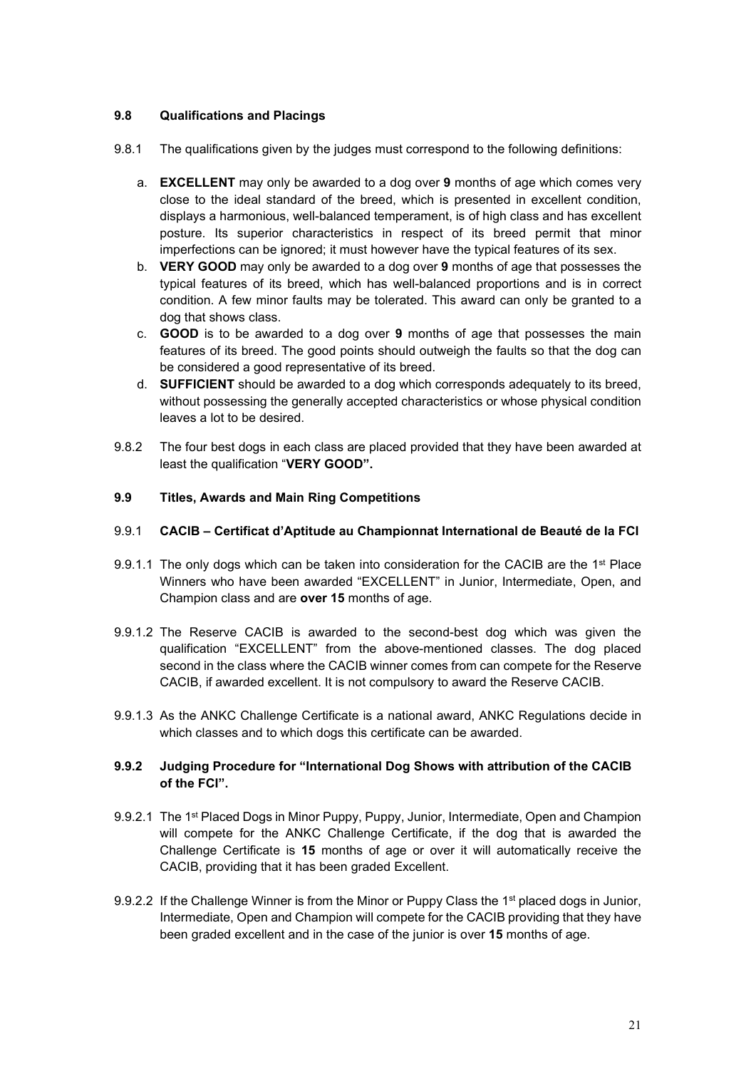## 9.8 Qualifications and Placings

9.8.1 The qualifications given by the judges must correspond to the following definitions:

a. **EXCELLENT** may only be awarded to a dog over **9** months of age which comes very close to the ideal standard of the breed, which is presented in excellent condition, displays a harmonious, well-balanced temperament, is of high class and has excellent posture. Its superior characteristics in respect of its breed permit that minor imperfections can be ignored; it must however have the typical features of its sex.

b. **VERY GOOD** may only be awarded to a dog over **9** months of age that possesses the typical features of its breed, which has well-balanced proportions and is in correct condition. A few minor faults may be tolerated. This award can only be granted to a dog that shows class.

c. **GOOD** is to be awarded to a dog over **9** months of age that possesses the main features of its breed. The good points should outweigh the faults so that the dog can be considered a good representative of its breed.

d. **SUFFICIENT** should be awarded to a dog which corresponds adequately to its breed, without possessing the generally accepted characteristics or whose physical condition leaves a lot to be desired.

9.8.2 The four best dogs in each class are placed provided that they have been awarded at least the qualification "**VERY GOOD".**

## 9.9 Titles, Awards and Main Ring Competitions

### 9.9.1 CACIB – Certificat d'Aptitude au Championnat International de Beauté de la FCI

9.9.1.1 The only dogs which can be taken into consideration for the CACIB are the 1st Place Winners who have been awarded "EXCELLENT" in Junior, Intermediate, Open, and Champion class and are **over 15** months of age.

9.9.1.2 The Reserve CACIB is awarded to the second-best dog which was given the qualification "EXCELLENT" from the above-mentioned classes. The dog placed second in the class where the CACIB winner comes from can compete for the Reserve CACIB, if awarded excellent. It is not compulsory to award the Reserve CACIB.

9.9.1.3 As the ANKC Challenge Certificate is a national award, ANKC Regulations decide in which classes and to which dogs this certificate can be awarded.

### 9.9.2 Judging Procedure for "International Dog Shows with attribution of the CACIB of the FCI".

9.9.2.1 The 1st Placed Dogs in Minor Puppy, Puppy, Junior, Intermediate, Open and Champion will compete for the ANKC Challenge Certificate, if the dog that is awarded the Challenge Certificate is **15** months of age or over it will automatically receive the CACIB, providing that it has been graded Excellent.

9.9.2.2 If the Challenge Winner is from the Minor or Puppy Class the 1st placed dogs in Junior, Intermediate, Open and Champion will compete for the CACIB providing that they have been graded excellent and in the case of the junior is over **15** months of age.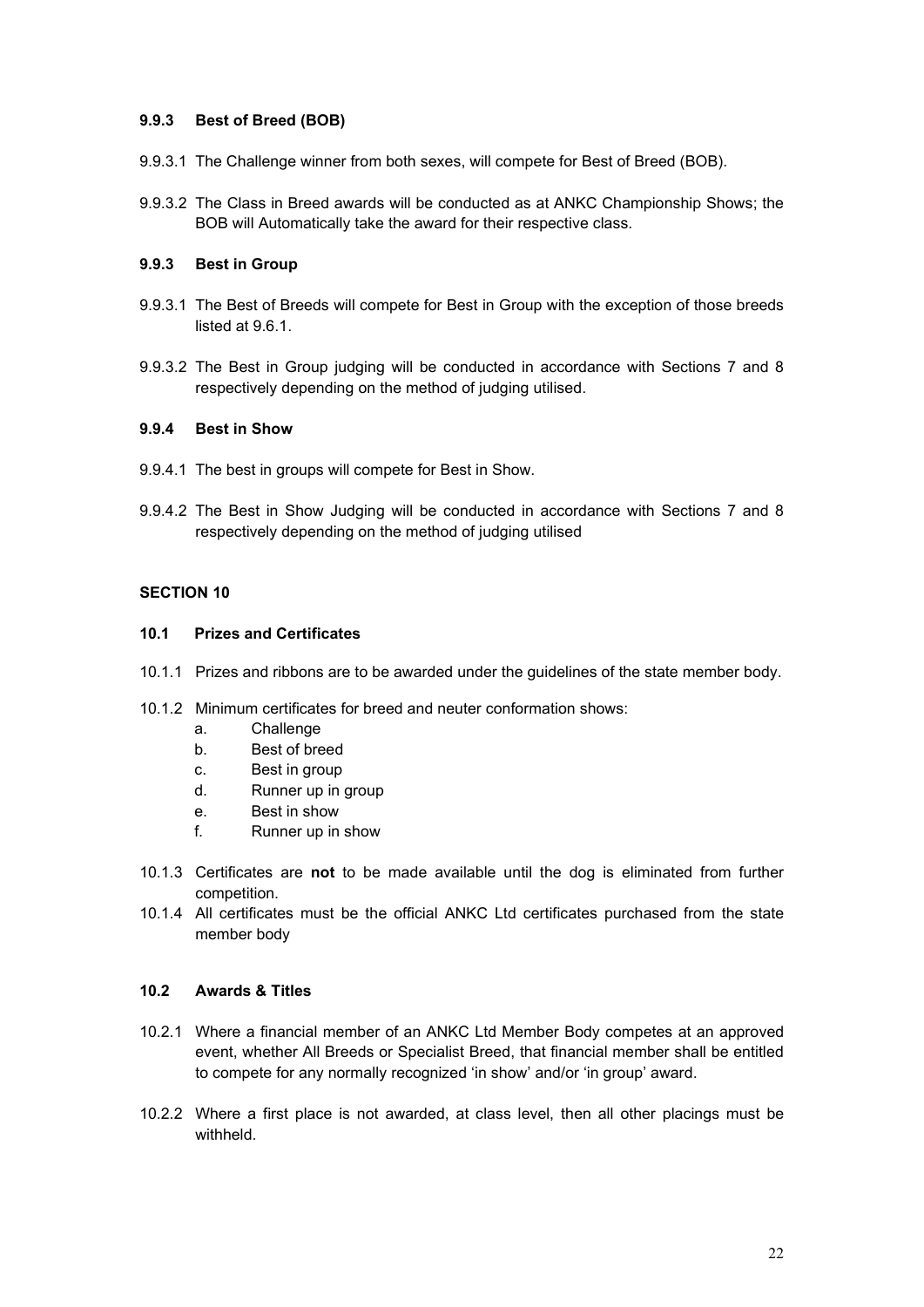### 9.9.3 Best of Breed (BOB)

9.9.3.1 The Challenge winner from both sexes, will compete for Best of Breed (BOB).

9.9.3.2 The Class in Breed awards will be conducted as at ANKC Championship Shows; the BOB will Automatically take the award for their respective class.

### 9.9.3 Best in Group

9.9.3.1 The Best of Breeds will compete for Best in Group with the exception of those breeds listed at 9.6.1.

9.9.3.2 The Best in Group judging will be conducted in accordance with Sections 7 and 8 respectively depending on the method of judging utilised.

### 9.9.4 Best in Show

9.9.4.1 The best in groups will compete for Best in Show.

9.9.4.2 The Best in Show Judging will be conducted in accordance with Sections 7 and 8 respectively depending on the method of judging utilised

## SECTION 10

### 10.1 Prizes and Certificates

10.1.1 Prizes and ribbons are to be awarded under the guidelines of the state member body.

10.1.2 Minimum certificates for breed and neuter conformation shows:

- a. Challenge
- b. Best of breed
- c. Best in group
- d. Runner up in group
- e. Best in show
- f. Runner up in show

10.1.3 Certificates are **not** to be made available until the dog is eliminated from further competition.

10.1.4 All certificates must be the official ANKC Ltd certificates purchased from the state member body

### 10.2 Awards & Titles

10.2.1 Where a financial member of an ANKC Ltd Member Body competes at an approved event, whether All Breeds or Specialist Breed, that financial member shall be entitled to compete for any normally recognized 'in show' and/or 'in group' award.

10.2.2 Where a first place is not awarded, at class level, then all other placings must be withheld.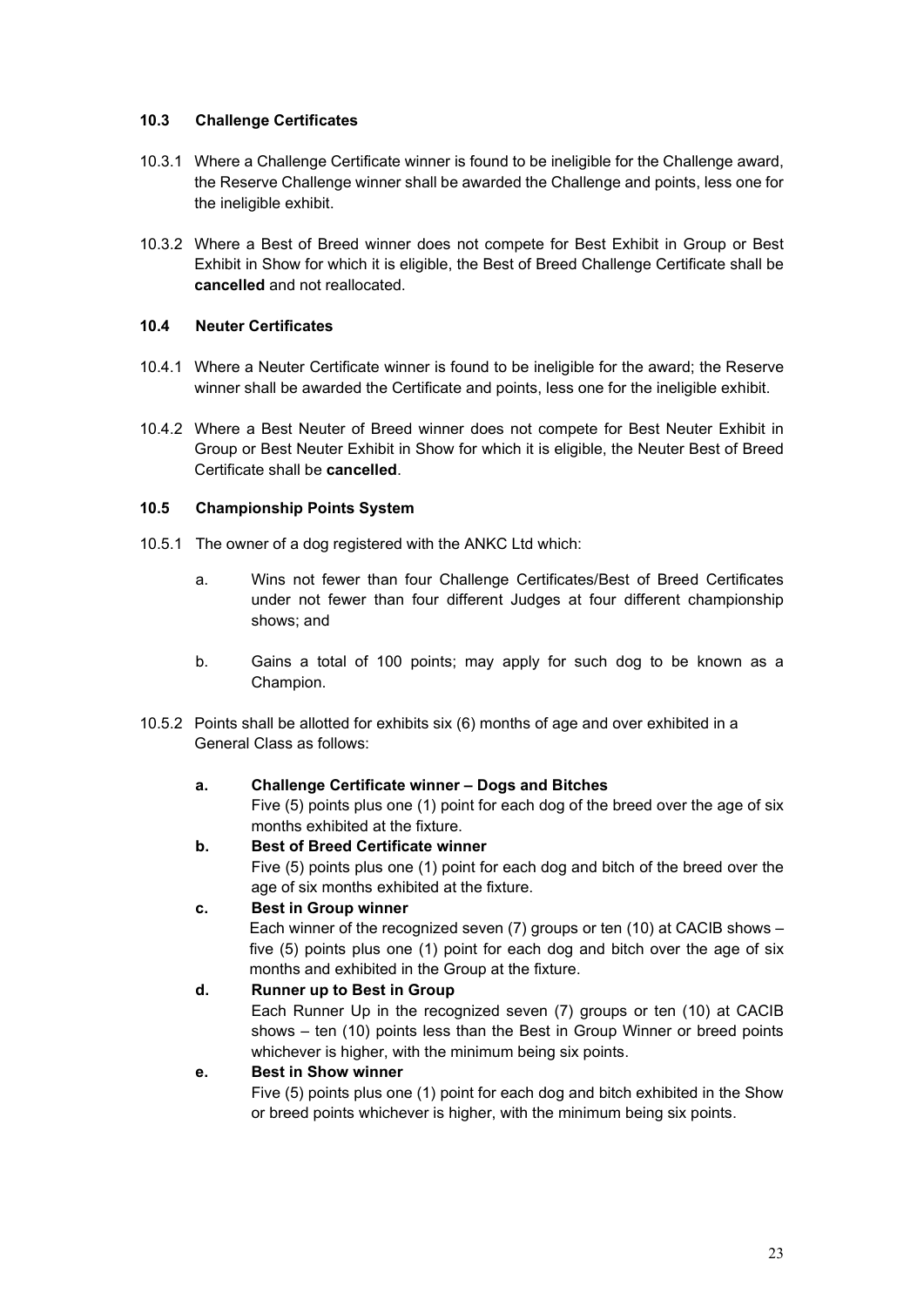### 10.3 Challenge Certificates

10.3.1 Where a Challenge Certificate winner is found to be ineligible for the Challenge award, the Reserve Challenge winner shall be awarded the Challenge and points, less one for the ineligible exhibit.

10.3.2 Where a Best of Breed winner does not compete for Best Exhibit in Group or Best Exhibit in Show for which it is eligible, the Best of Breed Challenge Certificate shall be **cancelled** and not reallocated.

### 10.4 Neuter Certificates

10.4.1 Where a Neuter Certificate winner is found to be ineligible for the award; the Reserve winner shall be awarded the Certificate and points, less one for the ineligible exhibit.

10.4.2 Where a Best Neuter of Breed winner does not compete for Best Neuter Exhibit in Group or Best Neuter Exhibit in Show for which it is eligible, the Neuter Best of Breed Certificate shall be **cancelled**.

### 10.5 Championship Points System

10.5.1 The owner of a dog registered with the ANKC Ltd which:

a. Wins not fewer than four Challenge Certificates/Best of Breed Certificates under not fewer than four different Judges at four different championship shows; and

b. Gains a total of 100 points; may apply for such dog to be known as a Champion.

10.5.2 Points shall be allotted for exhibits six (6) months of age and over exhibited in a General Class as follows:

**a. Challenge Certificate winner – Dogs and Bitches**
Five (5) points plus one (1) point for each dog of the breed over the age of six months exhibited at the fixture.

**b. Best of Breed Certificate winner**
Five (5) points plus one (1) point for each dog and bitch of the breed over the age of six months exhibited at the fixture.

**c. Best in Group winner**
Each winner of the recognized seven (7) groups or ten (10) at CACIB shows – five (5) points plus one (1) point for each dog and bitch over the age of six months and exhibited in the Group at the fixture.

**d. Runner up to Best in Group**
Each Runner Up in the recognized seven (7) groups or ten (10) at CACIB shows – ten (10) points less than the Best in Group Winner or breed points whichever is higher, with the minimum being six points.

**e. Best in Show winner**
Five (5) points plus one (1) point for each dog and bitch exhibited in the Show or breed points whichever is higher, with the minimum being six points.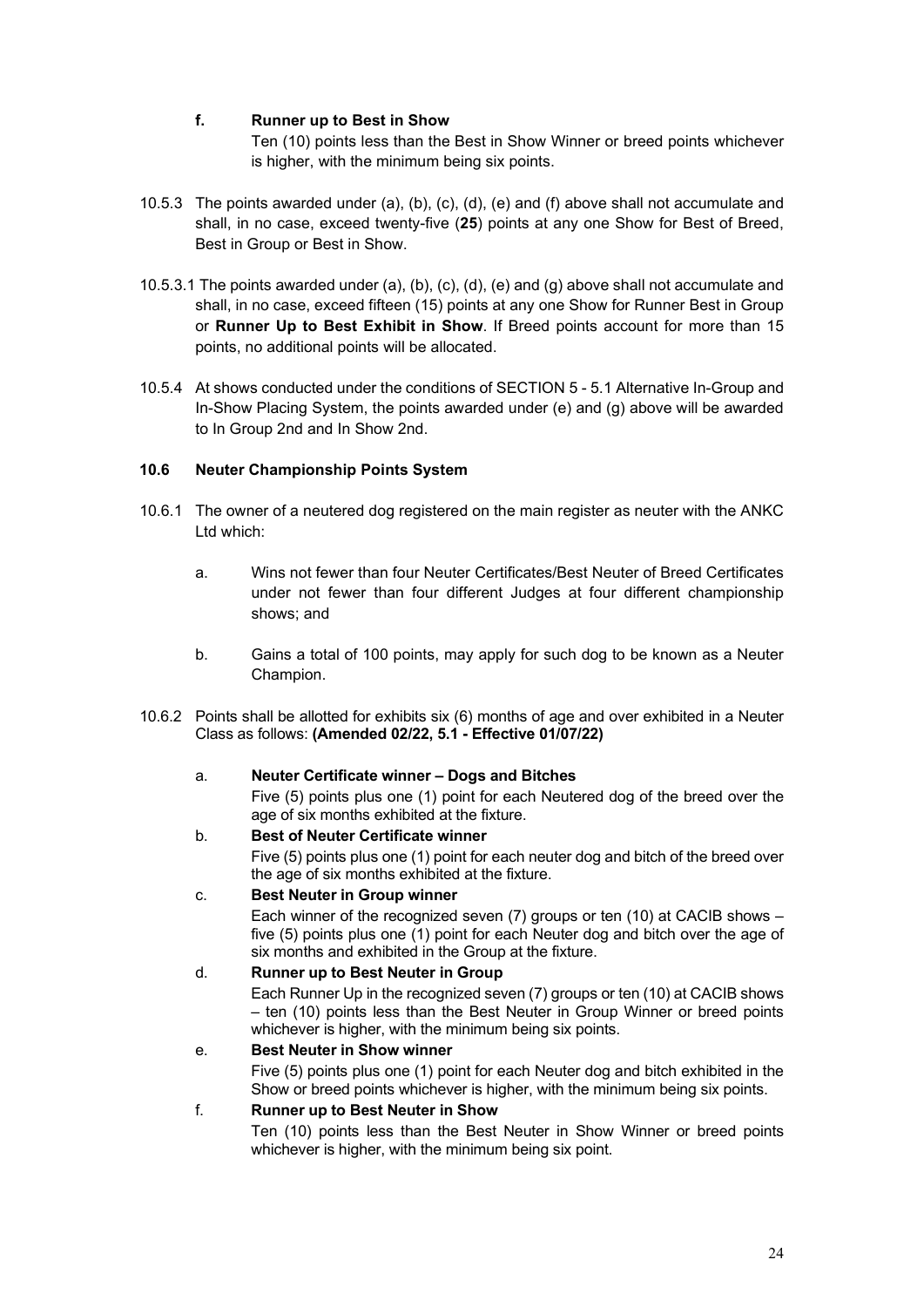f. **Runner up to Best in Show**

   Ten (10) points less than the Best in Show Winner or breed points whichever is higher, with the minimum being six points.

10.5.3 The points awarded under (a), (b), (c), (d), (e) and (f) above shall not accumulate and shall, in no case, exceed twenty-five (**25**) points at any one Show for Best of Breed, Best in Group or Best in Show.

10.5.3.1 The points awarded under (a), (b), (c), (d), (e) and (g) above shall not accumulate and shall, in no case, exceed fifteen (15) points at any one Show for Runner Best in Group or **Runner Up to Best Exhibit in Show**. If Breed points account for more than 15 points, no additional points will be allocated.

10.5.4 At shows conducted under the conditions of SECTION 5 - 5.1 Alternative In-Group and In-Show Placing System, the points awarded under (e) and (g) above will be awarded to In Group 2nd and In Show 2nd.

### 10.6 Neuter Championship Points System

10.6.1 The owner of a neutered dog registered on the main register as neuter with the ANKC Ltd which:

a. Wins not fewer than four Neuter Certificates/Best Neuter of Breed Certificates under not fewer than four different Judges at four different championship shows; and

b. Gains a total of 100 points, may apply for such dog to be known as a Neuter Champion.

10.6.2 Points shall be allotted for exhibits six (6) months of age and over exhibited in a Neuter Class as follows: **(Amended 02/22, 5.1 - Effective 01/07/22)**

a. **Neuter Certificate winner – Dogs and Bitches**

   Five (5) points plus one (1) point for each Neutered dog of the breed over the age of six months exhibited at the fixture.

b. **Best of Neuter Certificate winner**

   Five (5) points plus one (1) point for each neuter dog and bitch of the breed over the age of six months exhibited at the fixture.

c. **Best Neuter in Group winner**

   Each winner of the recognized seven (7) groups or ten (10) at CACIB shows – five (5) points plus one (1) point for each Neuter dog and bitch over the age of six months and exhibited in the Group at the fixture.

d. **Runner up to Best Neuter in Group**

   Each Runner Up in the recognized seven (7) groups or ten (10) at CACIB shows – ten (10) points less than the Best Neuter in Group Winner or breed points whichever is higher, with the minimum being six points.

e. **Best Neuter in Show winner**

   Five (5) points plus one (1) point for each Neuter dog and bitch exhibited in the Show or breed points whichever is higher, with the minimum being six points.

f. **Runner up to Best Neuter in Show**

   Ten (10) points less than the Best Neuter in Show Winner or breed points whichever is higher, with the minimum being six point.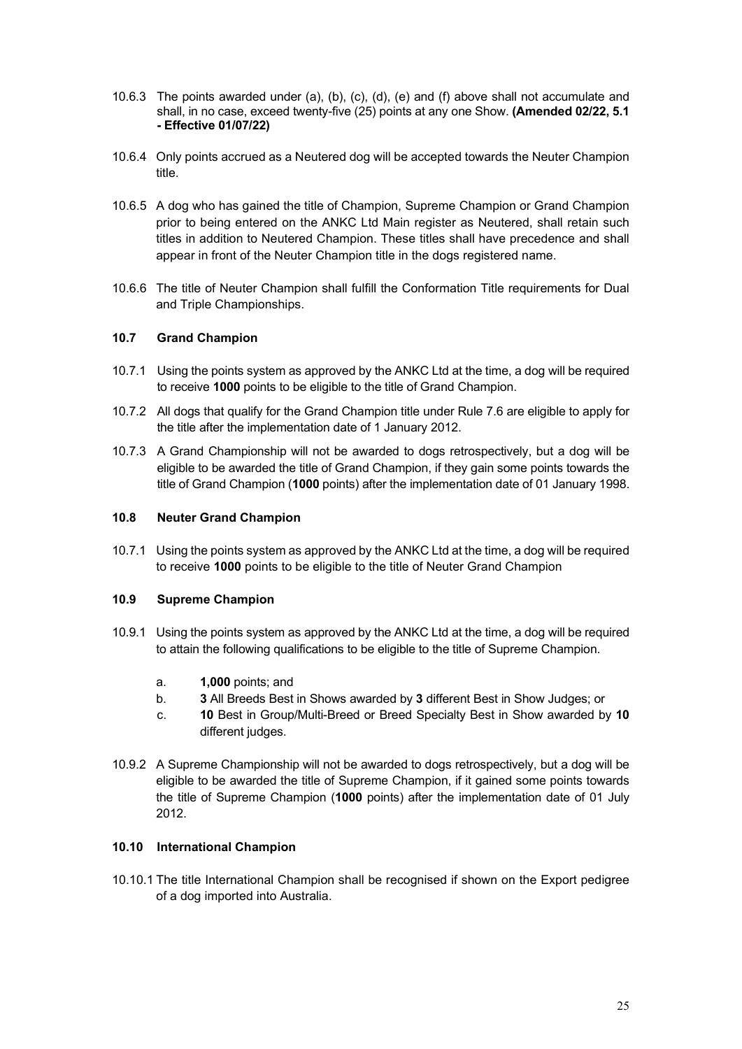10.6.3 The points awarded under (a), (b), (c), (d), (e) and (f) above shall not accumulate and shall, in no case, exceed twenty-five (25) points at any one Show. **(Amended 02/22, 5.1 - Effective 01/07/22)**

10.6.4 Only points accrued as a Neutered dog will be accepted towards the Neuter Champion title.

10.6.5 A dog who has gained the title of Champion, Supreme Champion or Grand Champion prior to being entered on the ANKC Ltd Main register as Neutered, shall retain such titles in addition to Neutered Champion. These titles shall have precedence and shall appear in front of the Neuter Champion title in the dogs registered name.

10.6.6 The title of Neuter Champion shall fulfill the Conformation Title requirements for Dual and Triple Championships.

### 10.7 Grand Champion

10.7.1 Using the points system as approved by the ANKC Ltd at the time, a dog will be required to receive **1000** points to be eligible to the title of Grand Champion.

10.7.2 All dogs that qualify for the Grand Champion title under Rule 7.6 are eligible to apply for the title after the implementation date of 1 January 2012.

10.7.3 A Grand Championship will not be awarded to dogs retrospectively, but a dog will be eligible to be awarded the title of Grand Champion, if they gain some points towards the title of Grand Champion (**1000** points) after the implementation date of 01 January 1998.

### 10.8 Neuter Grand Champion

10.7.1 Using the points system as approved by the ANKC Ltd at the time, a dog will be required to receive **1000** points to be eligible to the title of Neuter Grand Champion

### 10.9 Supreme Champion

10.9.1 Using the points system as approved by the ANKC Ltd at the time, a dog will be required to attain the following qualifications to be eligible to the title of Supreme Champion.

a. **1,000** points; and
b. **3** All Breeds Best in Shows awarded by **3** different Best in Show Judges; or
c. **10** Best in Group/Multi-Breed or Breed Specialty Best in Show awarded by **10** different judges.

10.9.2 A Supreme Championship will not be awarded to dogs retrospectively, but a dog will be eligible to be awarded the title of Supreme Champion, if it gained some points towards the title of Supreme Champion (**1000** points) after the implementation date of 01 July 2012.

### 10.10 International Champion

10.10.1 The title International Champion shall be recognised if shown on the Export pedigree of a dog imported into Australia.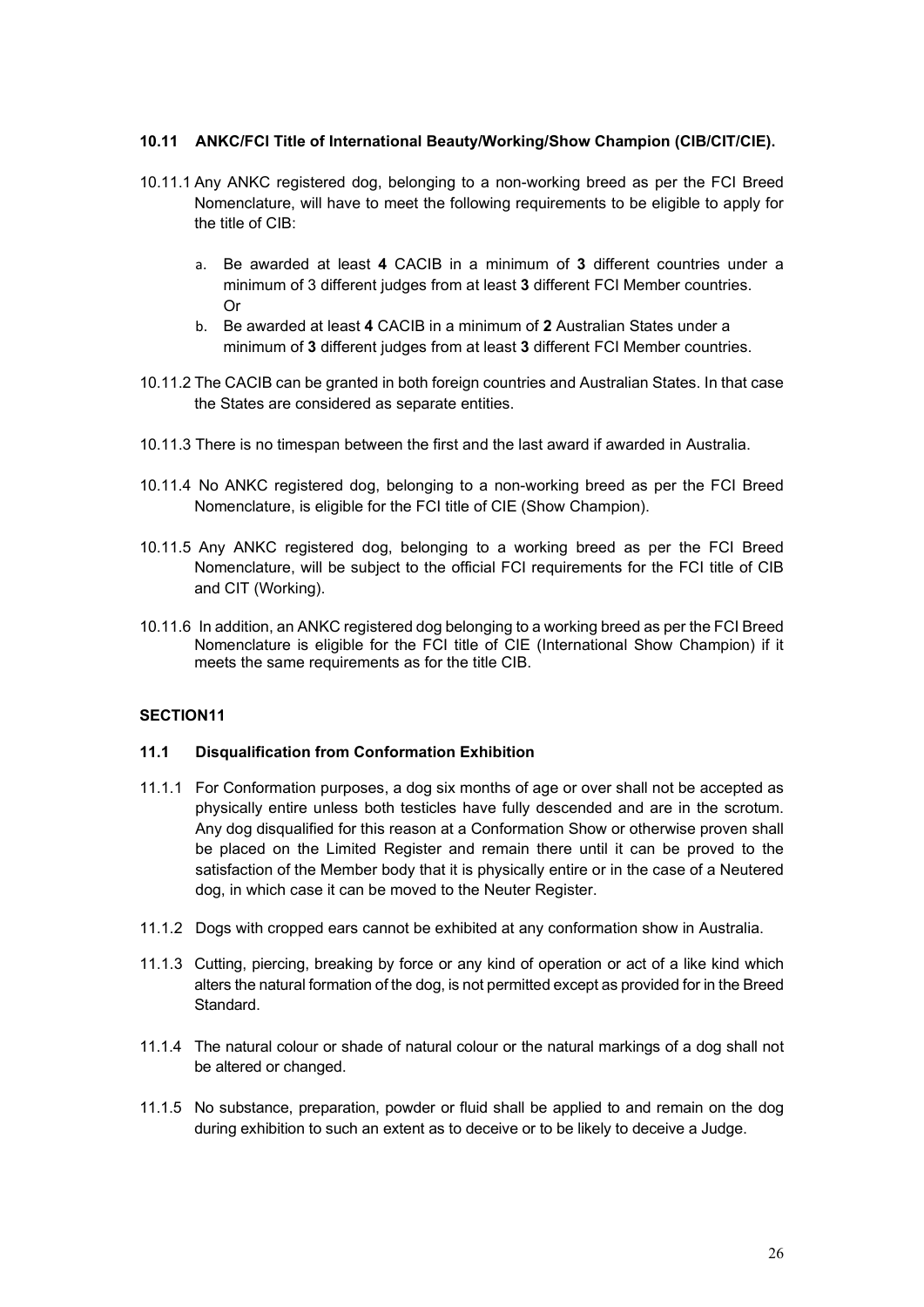### 10.11 ANKC/FCI Title of International Beauty/Working/Show Champion (CIB/CIT/CIE).

10.11.1 Any ANKC registered dog, belonging to a non-working breed as per the FCI Breed Nomenclature, will have to meet the following requirements to be eligible to apply for the title of CIB:

a. Be awarded at least **4** CACIB in a minimum of **3** different countries under a minimum of 3 different judges from at least **3** different FCI Member countries.
Or
b. Be awarded at least **4** CACIB in a minimum of **2** Australian States under a minimum of **3** different judges from at least **3** different FCI Member countries.

10.11.2 The CACIB can be granted in both foreign countries and Australian States. In that case the States are considered as separate entities.

10.11.3 There is no timespan between the first and the last award if awarded in Australia.

10.11.4 No ANKC registered dog, belonging to a non-working breed as per the FCI Breed Nomenclature, is eligible for the FCI title of CIE (Show Champion).

10.11.5 Any ANKC registered dog, belonging to a working breed as per the FCI Breed Nomenclature, will be subject to the official FCI requirements for the FCI title of CIB and CIT (Working).

10.11.6 In addition, an ANKC registered dog belonging to a working breed as per the FCI Breed Nomenclature is eligible for the FCI title of CIE (International Show Champion) if it meets the same requirements as for the title CIB.

## SECTION11

### 11.1 Disqualification from Conformation Exhibition

11.1.1 For Conformation purposes, a dog six months of age or over shall not be accepted as physically entire unless both testicles have fully descended and are in the scrotum. Any dog disqualified for this reason at a Conformation Show or otherwise proven shall be placed on the Limited Register and remain there until it can be proved to the satisfaction of the Member body that it is physically entire or in the case of a Neutered dog, in which case it can be moved to the Neuter Register.

11.1.2 Dogs with cropped ears cannot be exhibited at any conformation show in Australia.

11.1.3 Cutting, piercing, breaking by force or any kind of operation or act of a like kind which alters the natural formation of the dog, is not permitted except as provided for in the Breed Standard.

11.1.4 The natural colour or shade of natural colour or the natural markings of a dog shall not be altered or changed.

11.1.5 No substance, preparation, powder or fluid shall be applied to and remain on the dog during exhibition to such an extent as to deceive or to be likely to deceive a Judge.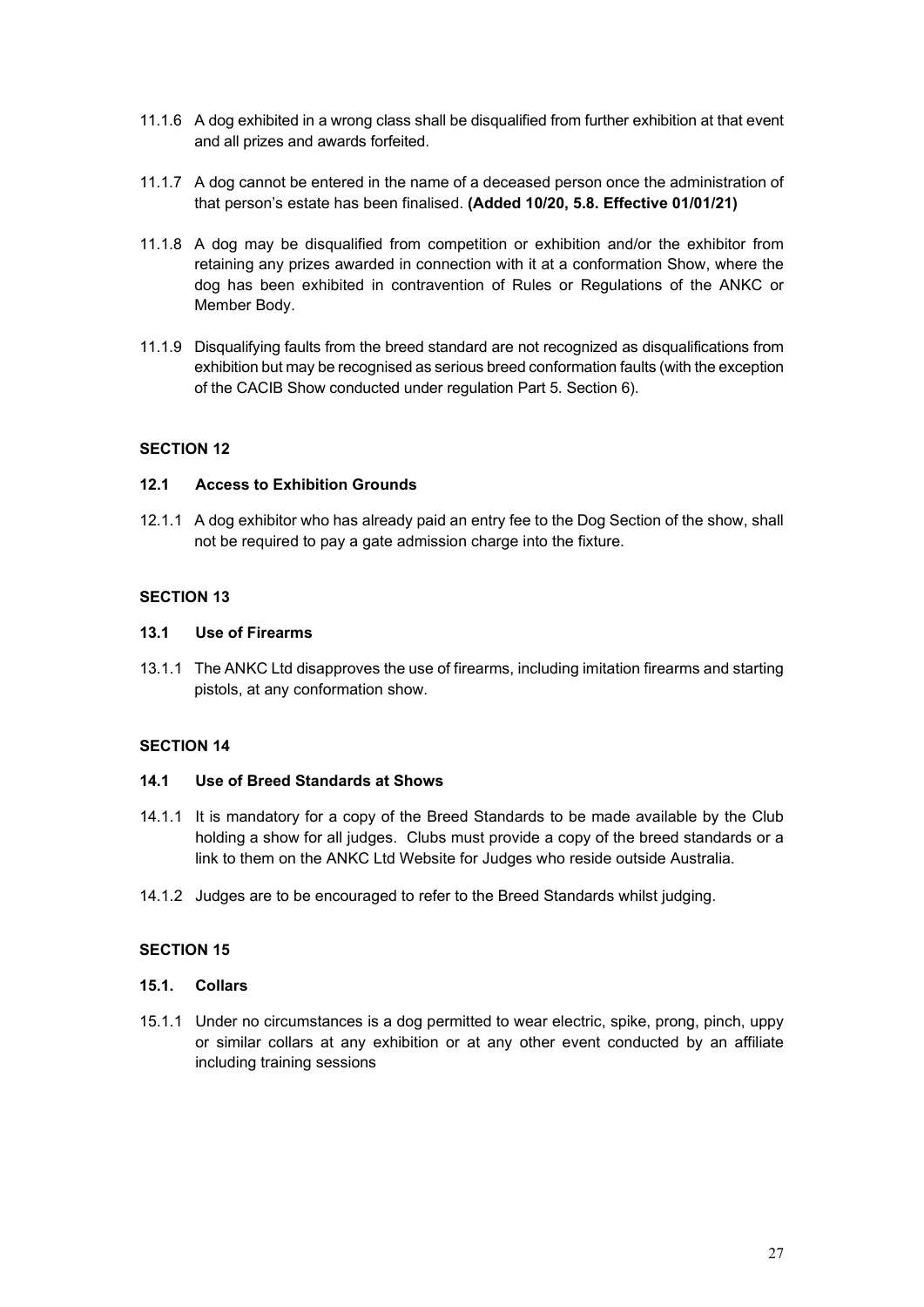11.1.6 A dog exhibited in a wrong class shall be disqualified from further exhibition at that event and all prizes and awards forfeited.

11.1.7 A dog cannot be entered in the name of a deceased person once the administration of that person's estate has been finalised. **(Added 10/20, 5.8. Effective 01/01/21)**

11.1.8 A dog may be disqualified from competition or exhibition and/or the exhibitor from retaining any prizes awarded in connection with it at a conformation Show, where the dog has been exhibited in contravention of Rules or Regulations of the ANKC or Member Body.

11.1.9 Disqualifying faults from the breed standard are not recognized as disqualifications from exhibition but may be recognised as serious breed conformation faults (with the exception of the CACIB Show conducted under regulation Part 5. Section 6).

## SECTION 12

### 12.1 Access to Exhibition Grounds

12.1.1 A dog exhibitor who has already paid an entry fee to the Dog Section of the show, shall not be required to pay a gate admission charge into the fixture.

## SECTION 13

### 13.1 Use of Firearms

13.1.1 The ANKC Ltd disapproves the use of firearms, including imitation firearms and starting pistols, at any conformation show.

## SECTION 14

### 14.1 Use of Breed Standards at Shows

14.1.1 It is mandatory for a copy of the Breed Standards to be made available by the Club holding a show for all judges. Clubs must provide a copy of the breed standards or a link to them on the ANKC Ltd Website for Judges who reside outside Australia.

14.1.2 Judges are to be encouraged to refer to the Breed Standards whilst judging.

## SECTION 15

### 15.1. Collars

15.1.1 Under no circumstances is a dog permitted to wear electric, spike, prong, pinch, uppy or similar collars at any exhibition or at any other event conducted by an affiliate including training sessions